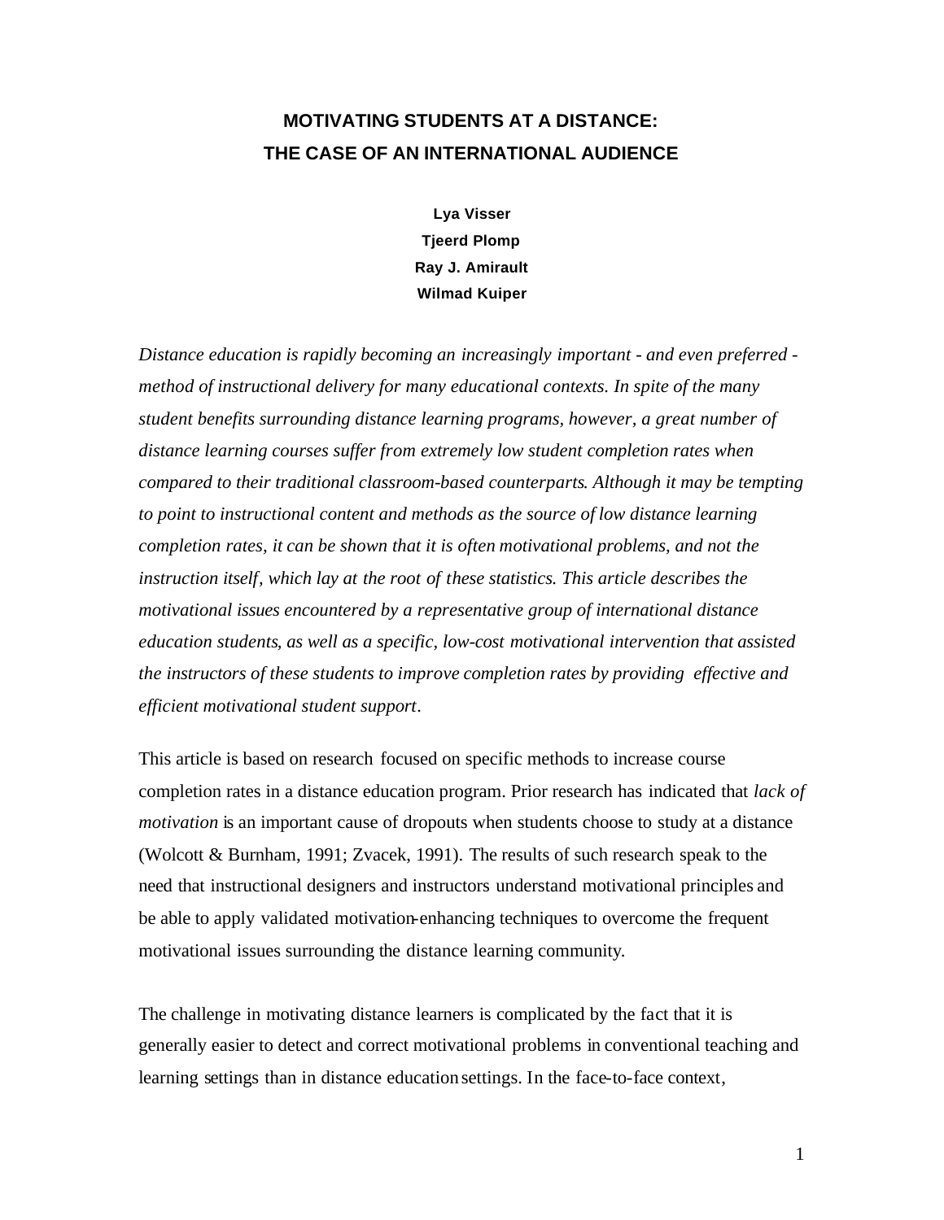# MOTIVATING STUDENTS AT A DISTANCE: THE CASE OF AN INTERNATIONAL AUDIENCE

**Lya Visser**
**Tjeerd Plomp**
**Ray J. Amirault**
**Wilmad Kuiper**

*Distance education is rapidly becoming an increasingly important - and even preferred - method of instructional delivery for many educational contexts. In spite of the many student benefits surrounding distance learning programs, however, a great number of distance learning courses suffer from extremely low student completion rates when compared to their traditional classroom-based counterparts. Although it may be tempting to point to instructional content and methods as the source of low distance learning completion rates, it can be shown that it is often motivational problems, and not the instruction itself, which lay at the root of these statistics. This article describes the motivational issues encountered by a representative group of international distance education students, as well as a specific, low-cost motivational intervention that assisted the instructors of these students to improve completion rates by providing effective and efficient motivational student support.*

This article is based on research focused on specific methods to increase course completion rates in a distance education program. Prior research has indicated that *lack of motivation* is an important cause of dropouts when students choose to study at a distance (Wolcott & Burnham, 1991; Zvacek, 1991). The results of such research speak to the need that instructional designers and instructors understand motivational principles and be able to apply validated motivation-enhancing techniques to overcome the frequent motivational issues surrounding the distance learning community.

The challenge in motivating distance learners is complicated by the fact that it is generally easier to detect and correct motivational problems in conventional teaching and learning settings than in distance education settings. In the face-to-face context,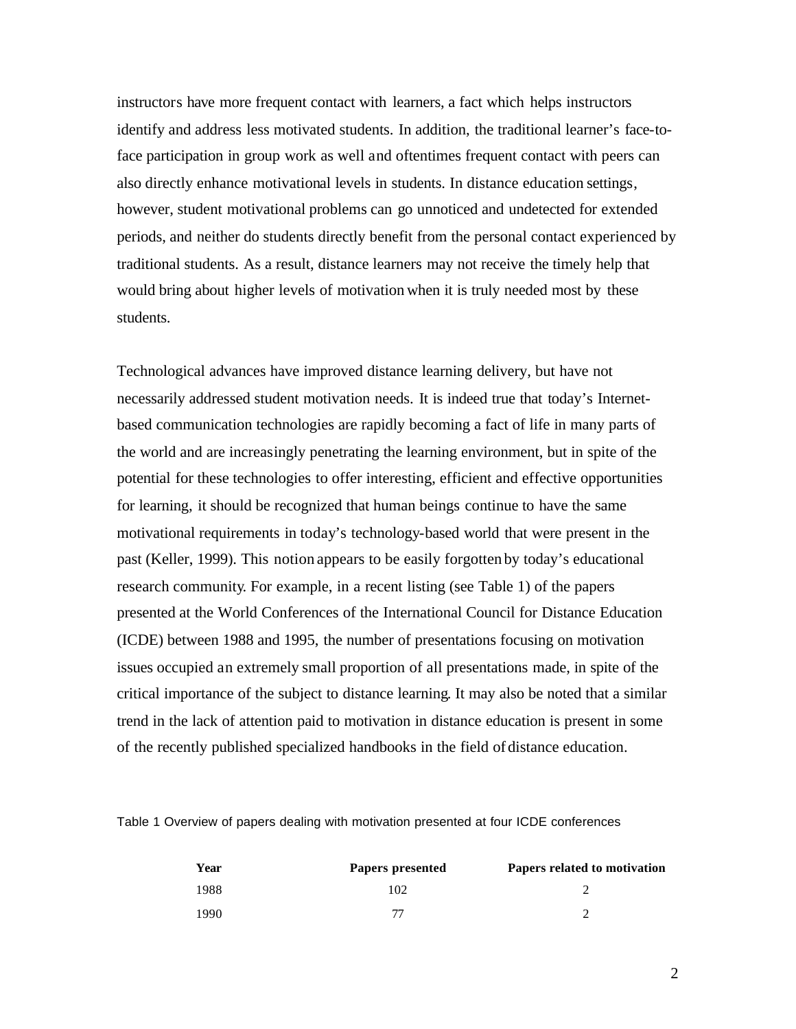instructors have more frequent contact with learners, a fact which helps instructors identify and address less motivated students. In addition, the traditional learner's face-to-face participation in group work as well and oftentimes frequent contact with peers can also directly enhance motivational levels in students. In distance education settings, however, student motivational problems can go unnoticed and undetected for extended periods, and neither do students directly benefit from the personal contact experienced by traditional students. As a result, distance learners may not receive the timely help that would bring about higher levels of motivation when it is truly needed most by these students.

Technological advances have improved distance learning delivery, but have not necessarily addressed student motivation needs. It is indeed true that today's Internet-based communication technologies are rapidly becoming a fact of life in many parts of the world and are increasingly penetrating the learning environment, but in spite of the potential for these technologies to offer interesting, efficient and effective opportunities for learning, it should be recognized that human beings continue to have the same motivational requirements in today's technology-based world that were present in the past (Keller, 1999). This notion appears to be easily forgotten by today's educational research community. For example, in a recent listing (see Table 1) of the papers presented at the World Conferences of the International Council for Distance Education (ICDE) between 1988 and 1995, the number of presentations focusing on motivation issues occupied an extremely small proportion of all presentations made, in spite of the critical importance of the subject to distance learning. It may also be noted that a similar trend in the lack of attention paid to motivation in distance education is present in some of the recently published specialized handbooks in the field of distance education.

Table 1 Overview of papers dealing with motivation presented at four ICDE conferences

| Year | Papers presented | Papers related to motivation |
|---|---|---|
| 1988 | 102 | 2 |
| 1990 | 77 | 2 |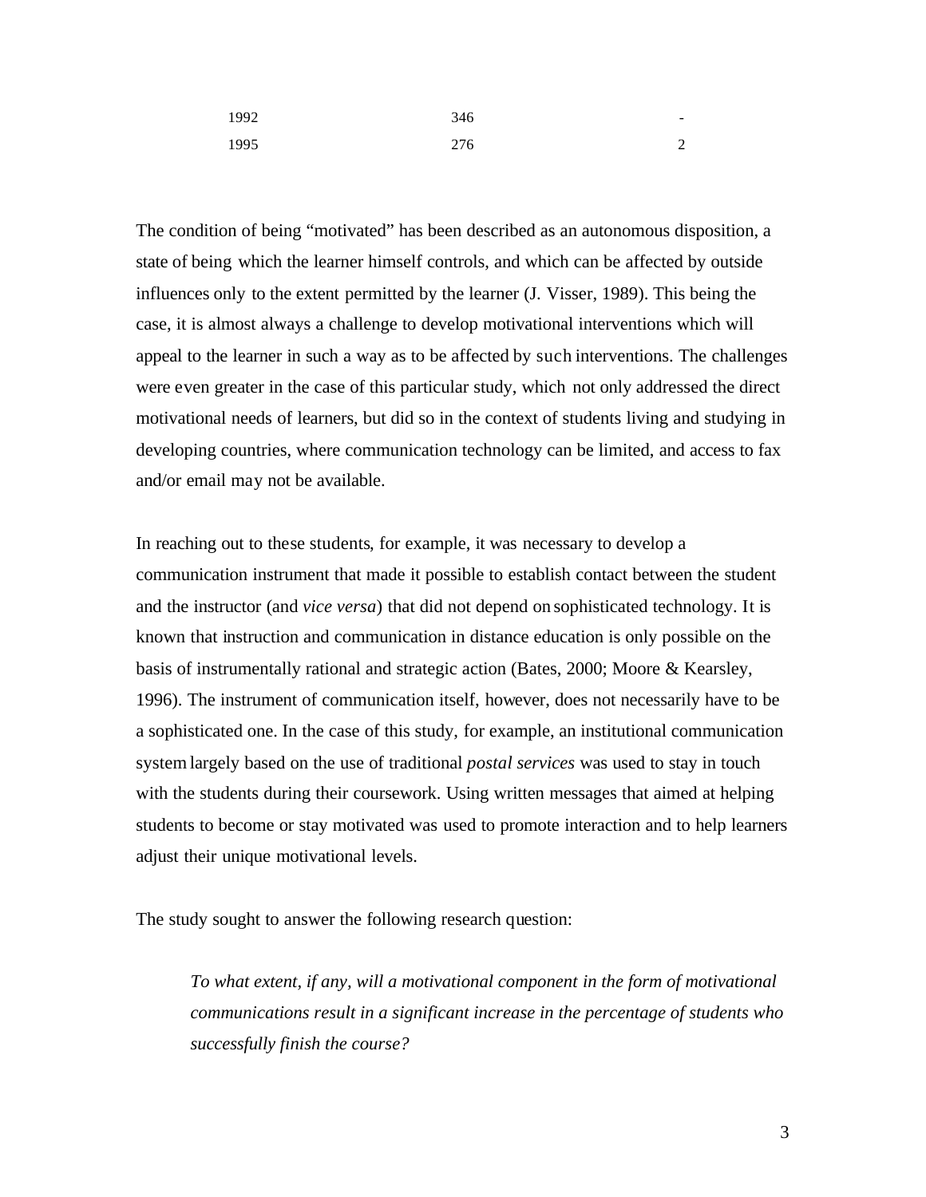| | | |
|---|---|---|
| 1992 | 346 | - |
| 1995 | 276 | 2 |

The condition of being "motivated" has been described as an autonomous disposition, a state of being which the learner himself controls, and which can be affected by outside influences only to the extent permitted by the learner (J. Visser, 1989). This being the case, it is almost always a challenge to develop motivational interventions which will appeal to the learner in such a way as to be affected by such interventions. The challenges were even greater in the case of this particular study, which not only addressed the direct motivational needs of learners, but did so in the context of students living and studying in developing countries, where communication technology can be limited, and access to fax and/or email may not be available.

In reaching out to these students, for example, it was necessary to develop a communication instrument that made it possible to establish contact between the student and the instructor (and *vice versa*) that did not depend on sophisticated technology. It is known that instruction and communication in distance education is only possible on the basis of instrumentally rational and strategic action (Bates, 2000; Moore & Kearsley, 1996). The instrument of communication itself, however, does not necessarily have to be a sophisticated one. In the case of this study, for example, an institutional communication system largely based on the use of traditional *postal services* was used to stay in touch with the students during their coursework. Using written messages that aimed at helping students to become or stay motivated was used to promote interaction and to help learners adjust their unique motivational levels.

The study sought to answer the following research question:

> *To what extent, if any, will a motivational component in the form of motivational communications result in a significant increase in the percentage of students who successfully finish the course?*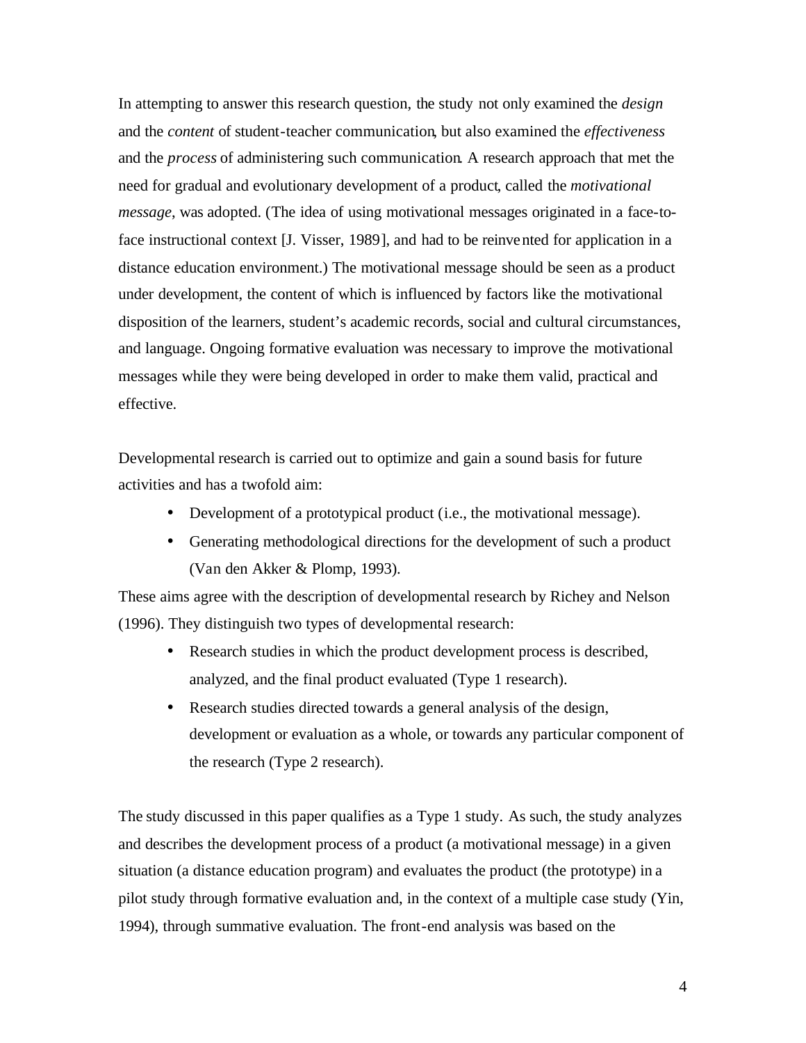In attempting to answer this research question, the study not only examined the *design* and the *content* of student-teacher communication, but also examined the *effectiveness* and the *process* of administering such communication. A research approach that met the need for gradual and evolutionary development of a product, called the *motivational message*, was adopted. (The idea of using motivational messages originated in a face-to-face instructional context [J. Visser, 1989], and had to be reinvented for application in a distance education environment.) The motivational message should be seen as a product under development, the content of which is influenced by factors like the motivational disposition of the learners, student's academic records, social and cultural circumstances, and language. Ongoing formative evaluation was necessary to improve the motivational messages while they were being developed in order to make them valid, practical and effective.

Developmental research is carried out to optimize and gain a sound basis for future activities and has a twofold aim:

- Development of a prototypical product (i.e., the motivational message).
- Generating methodological directions for the development of such a product (Van den Akker & Plomp, 1993).

These aims agree with the description of developmental research by Richey and Nelson (1996). They distinguish two types of developmental research:

- Research studies in which the product development process is described, analyzed, and the final product evaluated (Type 1 research).
- Research studies directed towards a general analysis of the design, development or evaluation as a whole, or towards any particular component of the research (Type 2 research).

The study discussed in this paper qualifies as a Type 1 study. As such, the study analyzes and describes the development process of a product (a motivational message) in a given situation (a distance education program) and evaluates the product (the prototype) in a pilot study through formative evaluation and, in the context of a multiple case study (Yin, 1994), through summative evaluation. The front-end analysis was based on the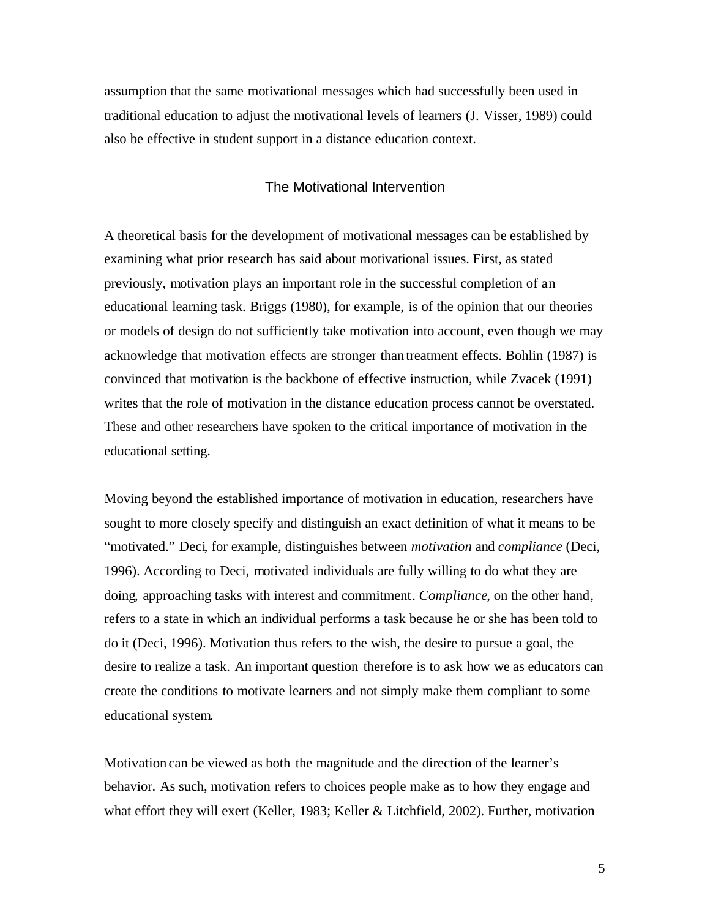assumption that the same motivational messages which had successfully been used in traditional education to adjust the motivational levels of learners (J. Visser, 1989) could also be effective in student support in a distance education context.

## The Motivational Intervention

A theoretical basis for the development of motivational messages can be established by examining what prior research has said about motivational issues. First, as stated previously, motivation plays an important role in the successful completion of an educational learning task. Briggs (1980), for example, is of the opinion that our theories or models of design do not sufficiently take motivation into account, even though we may acknowledge that motivation effects are stronger than treatment effects. Bohlin (1987) is convinced that motivation is the backbone of effective instruction, while Zvacek (1991) writes that the role of motivation in the distance education process cannot be overstated. These and other researchers have spoken to the critical importance of motivation in the educational setting.

Moving beyond the established importance of motivation in education, researchers have sought to more closely specify and distinguish an exact definition of what it means to be "motivated." Deci, for example, distinguishes between *motivation* and *compliance* (Deci, 1996). According to Deci, motivated individuals are fully willing to do what they are doing, approaching tasks with interest and commitment. *Compliance*, on the other hand, refers to a state in which an individual performs a task because he or she has been told to do it (Deci, 1996). Motivation thus refers to the wish, the desire to pursue a goal, the desire to realize a task. An important question therefore is to ask how we as educators can create the conditions to motivate learners and not simply make them compliant to some educational system.

Motivation can be viewed as both the magnitude and the direction of the learner's behavior. As such, motivation refers to choices people make as to how they engage and what effort they will exert (Keller, 1983; Keller & Litchfield, 2002). Further, motivation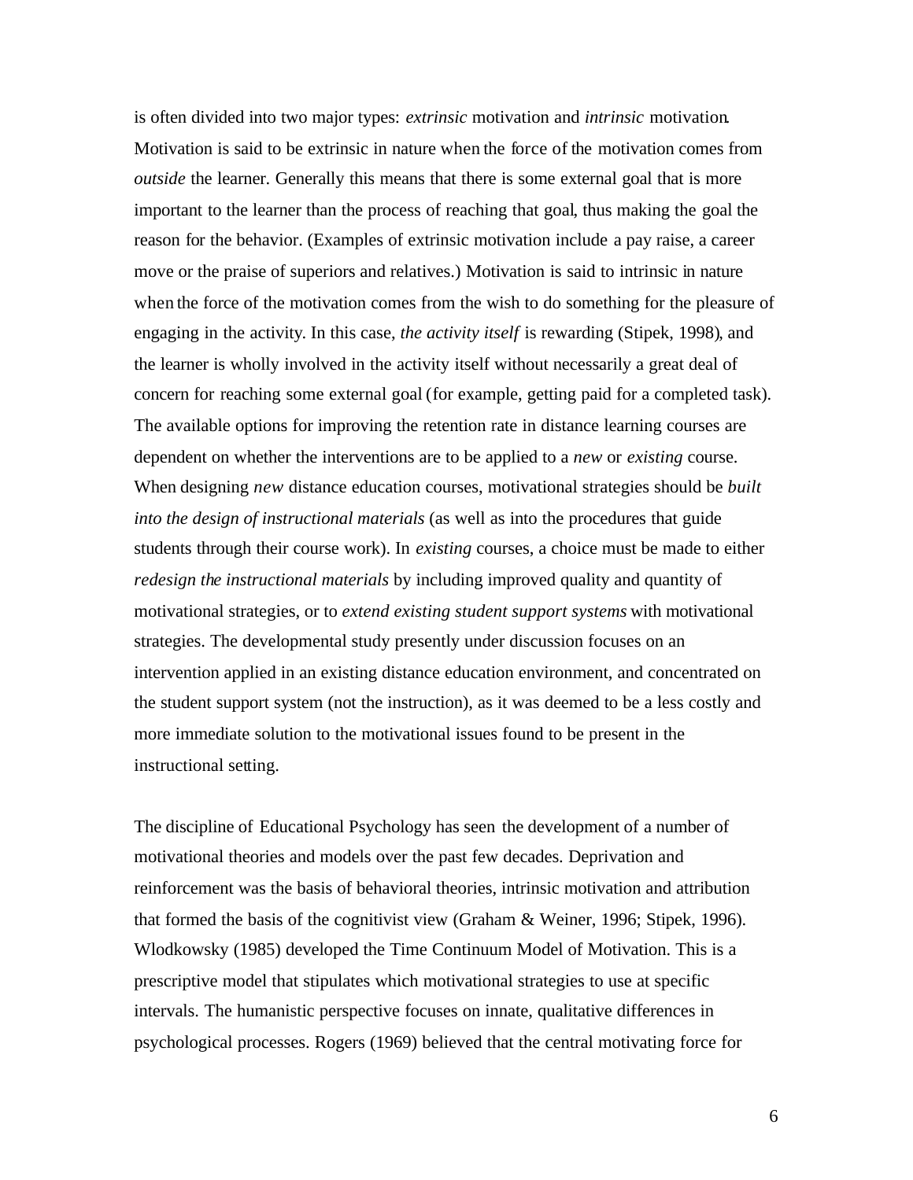is often divided into two major types: *extrinsic* motivation and *intrinsic* motivation. Motivation is said to be extrinsic in nature when the force of the motivation comes from *outside* the learner. Generally this means that there is some external goal that is more important to the learner than the process of reaching that goal, thus making the goal the reason for the behavior. (Examples of extrinsic motivation include a pay raise, a career move or the praise of superiors and relatives.) Motivation is said to intrinsic in nature when the force of the motivation comes from the wish to do something for the pleasure of engaging in the activity. In this case, *the activity itself* is rewarding (Stipek, 1998), and the learner is wholly involved in the activity itself without necessarily a great deal of concern for reaching some external goal (for example, getting paid for a completed task). The available options for improving the retention rate in distance learning courses are dependent on whether the interventions are to be applied to a *new* or *existing* course. When designing *new* distance education courses, motivational strategies should be *built into the design of instructional materials* (as well as into the procedures that guide students through their course work). In *existing* courses, a choice must be made to either *redesign the instructional materials* by including improved quality and quantity of motivational strategies, or to *extend existing student support systems* with motivational strategies. The developmental study presently under discussion focuses on an intervention applied in an existing distance education environment, and concentrated on the student support system (not the instruction), as it was deemed to be a less costly and more immediate solution to the motivational issues found to be present in the instructional setting.

The discipline of Educational Psychology has seen the development of a number of motivational theories and models over the past few decades. Deprivation and reinforcement was the basis of behavioral theories, intrinsic motivation and attribution that formed the basis of the cognitivist view (Graham & Weiner, 1996; Stipek, 1996). Wlodkowsky (1985) developed the Time Continuum Model of Motivation. This is a prescriptive model that stipulates which motivational strategies to use at specific intervals. The humanistic perspective focuses on innate, qualitative differences in psychological processes. Rogers (1969) believed that the central motivating force for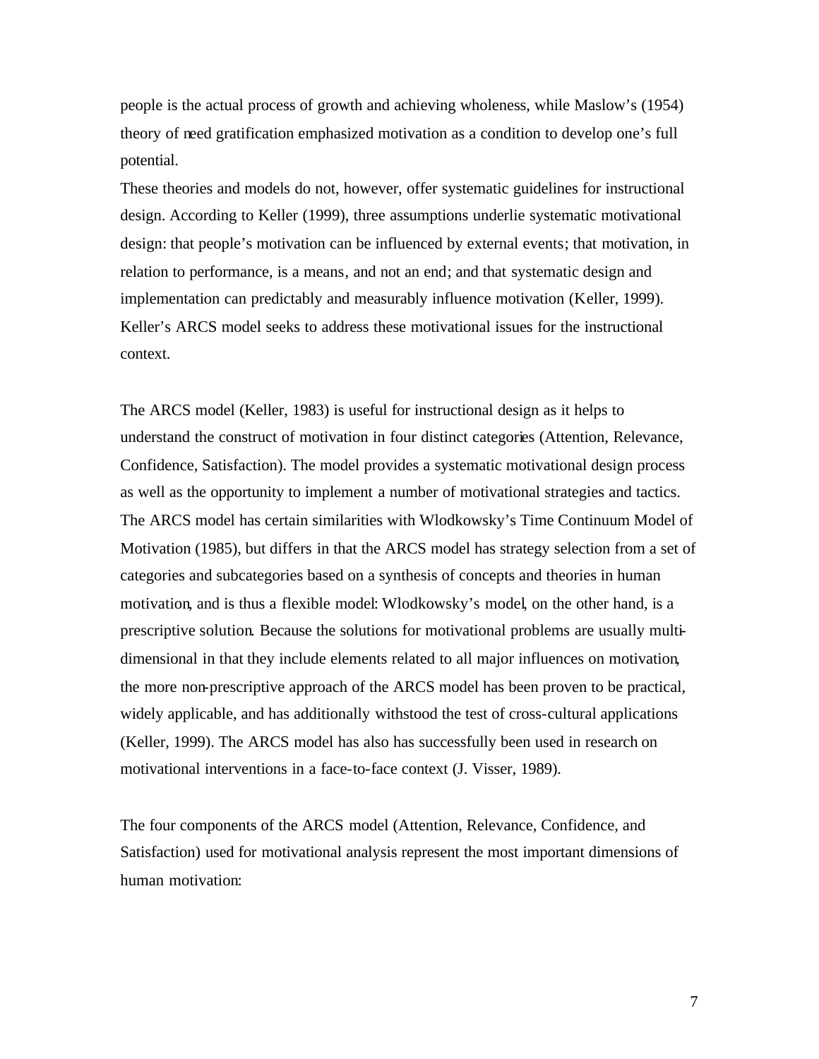people is the actual process of growth and achieving wholeness, while Maslow's (1954) theory of need gratification emphasized motivation as a condition to develop one's full potential.

These theories and models do not, however, offer systematic guidelines for instructional design. According to Keller (1999), three assumptions underlie systematic motivational design: that people's motivation can be influenced by external events; that motivation, in relation to performance, is a means, and not an end; and that systematic design and implementation can predictably and measurably influence motivation (Keller, 1999). Keller's ARCS model seeks to address these motivational issues for the instructional context.

The ARCS model (Keller, 1983) is useful for instructional design as it helps to understand the construct of motivation in four distinct categories (Attention, Relevance, Confidence, Satisfaction). The model provides a systematic motivational design process as well as the opportunity to implement a number of motivational strategies and tactics. The ARCS model has certain similarities with Wlodkowsky's Time Continuum Model of Motivation (1985), but differs in that the ARCS model has strategy selection from a set of categories and subcategories based on a synthesis of concepts and theories in human motivation, and is thus a flexible model: Wlodkowsky's model, on the other hand, is a prescriptive solution. Because the solutions for motivational problems are usually multi-dimensional in that they include elements related to all major influences on motivation, the more non-prescriptive approach of the ARCS model has been proven to be practical, widely applicable, and has additionally withstood the test of cross-cultural applications (Keller, 1999). The ARCS model has also has successfully been used in research on motivational interventions in a face-to-face context (J. Visser, 1989).

The four components of the ARCS model (Attention, Relevance, Confidence, and Satisfaction) used for motivational analysis represent the most important dimensions of human motivation: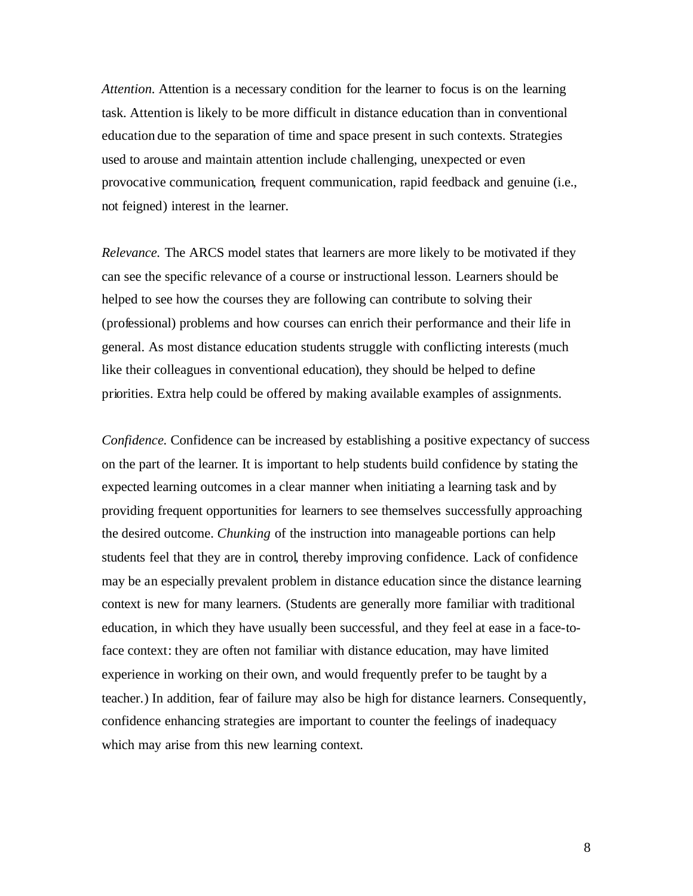*Attention.* Attention is a necessary condition for the learner to focus is on the learning task. Attention is likely to be more difficult in distance education than in conventional education due to the separation of time and space present in such contexts. Strategies used to arouse and maintain attention include challenging, unexpected or even provocative communication, frequent communication, rapid feedback and genuine (i.e., not feigned) interest in the learner.

*Relevance.* The ARCS model states that learners are more likely to be motivated if they can see the specific relevance of a course or instructional lesson. Learners should be helped to see how the courses they are following can contribute to solving their (professional) problems and how courses can enrich their performance and their life in general. As most distance education students struggle with conflicting interests (much like their colleagues in conventional education), they should be helped to define priorities. Extra help could be offered by making available examples of assignments.

*Confidence.* Confidence can be increased by establishing a positive expectancy of success on the part of the learner. It is important to help students build confidence by stating the expected learning outcomes in a clear manner when initiating a learning task and by providing frequent opportunities for learners to see themselves successfully approaching the desired outcome. *Chunking* of the instruction into manageable portions can help students feel that they are in control, thereby improving confidence. Lack of confidence may be an especially prevalent problem in distance education since the distance learning context is new for many learners. (Students are generally more familiar with traditional education, in which they have usually been successful, and they feel at ease in a face-to-face context: they are often not familiar with distance education, may have limited experience in working on their own, and would frequently prefer to be taught by a teacher.) In addition, fear of failure may also be high for distance learners. Consequently, confidence enhancing strategies are important to counter the feelings of inadequacy which may arise from this new learning context.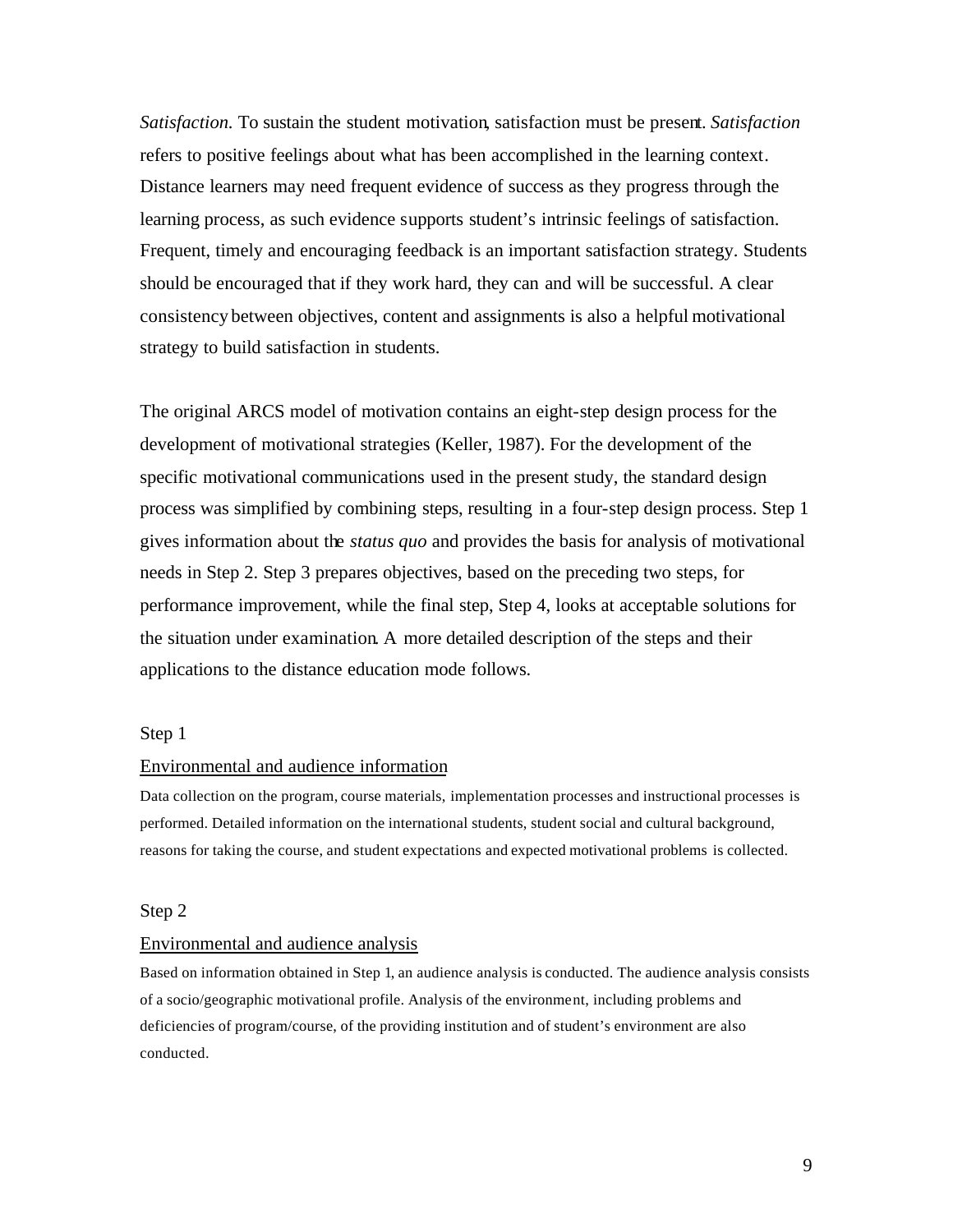*Satisfaction.* To sustain the student motivation, satisfaction must be present. *Satisfaction* refers to positive feelings about what has been accomplished in the learning context. Distance learners may need frequent evidence of success as they progress through the learning process, as such evidence supports student's intrinsic feelings of satisfaction. Frequent, timely and encouraging feedback is an important satisfaction strategy. Students should be encouraged that if they work hard, they can and will be successful. A clear consistency between objectives, content and assignments is also a helpful motivational strategy to build satisfaction in students.

The original ARCS model of motivation contains an eight-step design process for the development of motivational strategies (Keller, 1987). For the development of the specific motivational communications used in the present study, the standard design process was simplified by combining steps, resulting in a four-step design process. Step 1 gives information about the *status quo* and provides the basis for analysis of motivational needs in Step 2. Step 3 prepares objectives, based on the preceding two steps, for performance improvement, while the final step, Step 4, looks at acceptable solutions for the situation under examination. A more detailed description of the steps and their applications to the distance education mode follows.

Step 1

Environmental and audience information

Data collection on the program, course materials, implementation processes and instructional processes is performed. Detailed information on the international students, student social and cultural background, reasons for taking the course, and student expectations and expected motivational problems is collected.

Step 2

Environmental and audience analysis

Based on information obtained in Step 1, an audience analysis is conducted. The audience analysis consists of a socio/geographic motivational profile. Analysis of the environment, including problems and deficiencies of program/course, of the providing institution and of student's environment are also conducted.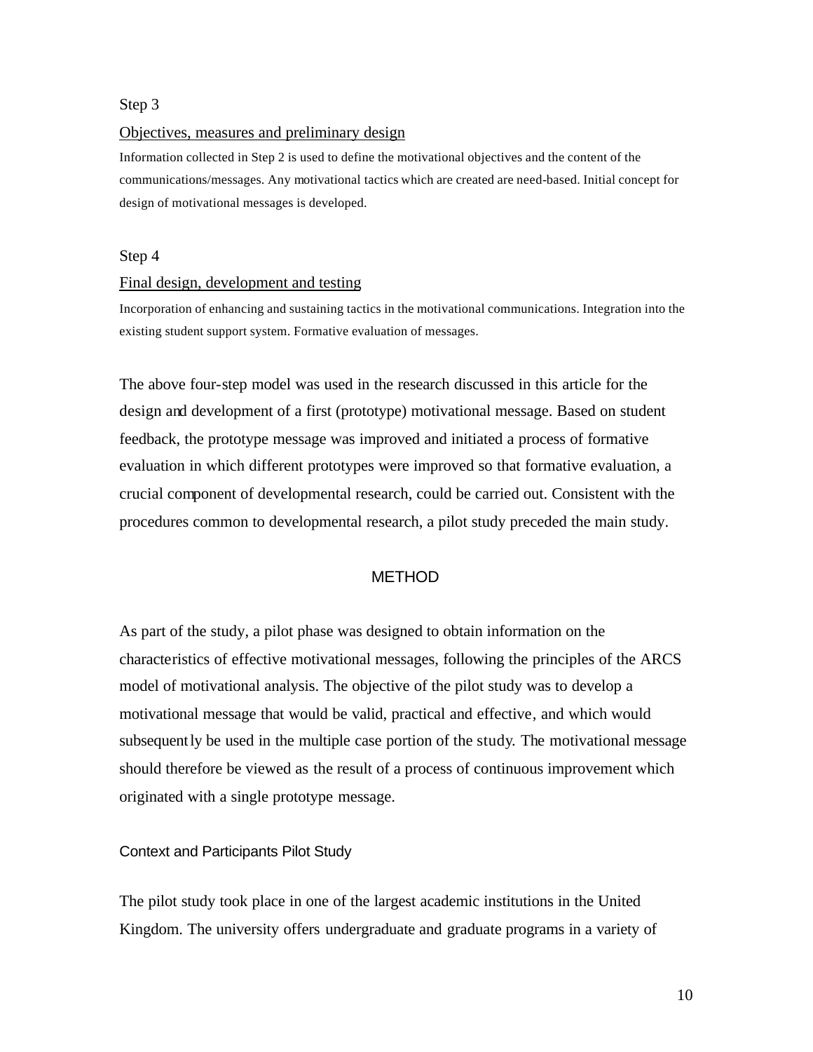Step 3

Objectives, measures and preliminary design

Information collected in Step 2 is used to define the motivational objectives and the content of the communications/messages. Any motivational tactics which are created are need-based. Initial concept for design of motivational messages is developed.

Step 4

Final design, development and testing

Incorporation of enhancing and sustaining tactics in the motivational communications. Integration into the existing student support system. Formative evaluation of messages.

The above four-step model was used in the research discussed in this article for the design and development of a first (prototype) motivational message. Based on student feedback, the prototype message was improved and initiated a process of formative evaluation in which different prototypes were improved so that formative evaluation, a crucial component of developmental research, could be carried out. Consistent with the procedures common to developmental research, a pilot study preceded the main study.

## METHOD

As part of the study, a pilot phase was designed to obtain information on the characteristics of effective motivational messages, following the principles of the ARCS model of motivational analysis. The objective of the pilot study was to develop a motivational message that would be valid, practical and effective, and which would subsequently be used in the multiple case portion of the study. The motivational message should therefore be viewed as the result of a process of continuous improvement which originated with a single prototype message.

### Context and Participants Pilot Study

The pilot study took place in one of the largest academic institutions in the United Kingdom. The university offers undergraduate and graduate programs in a variety of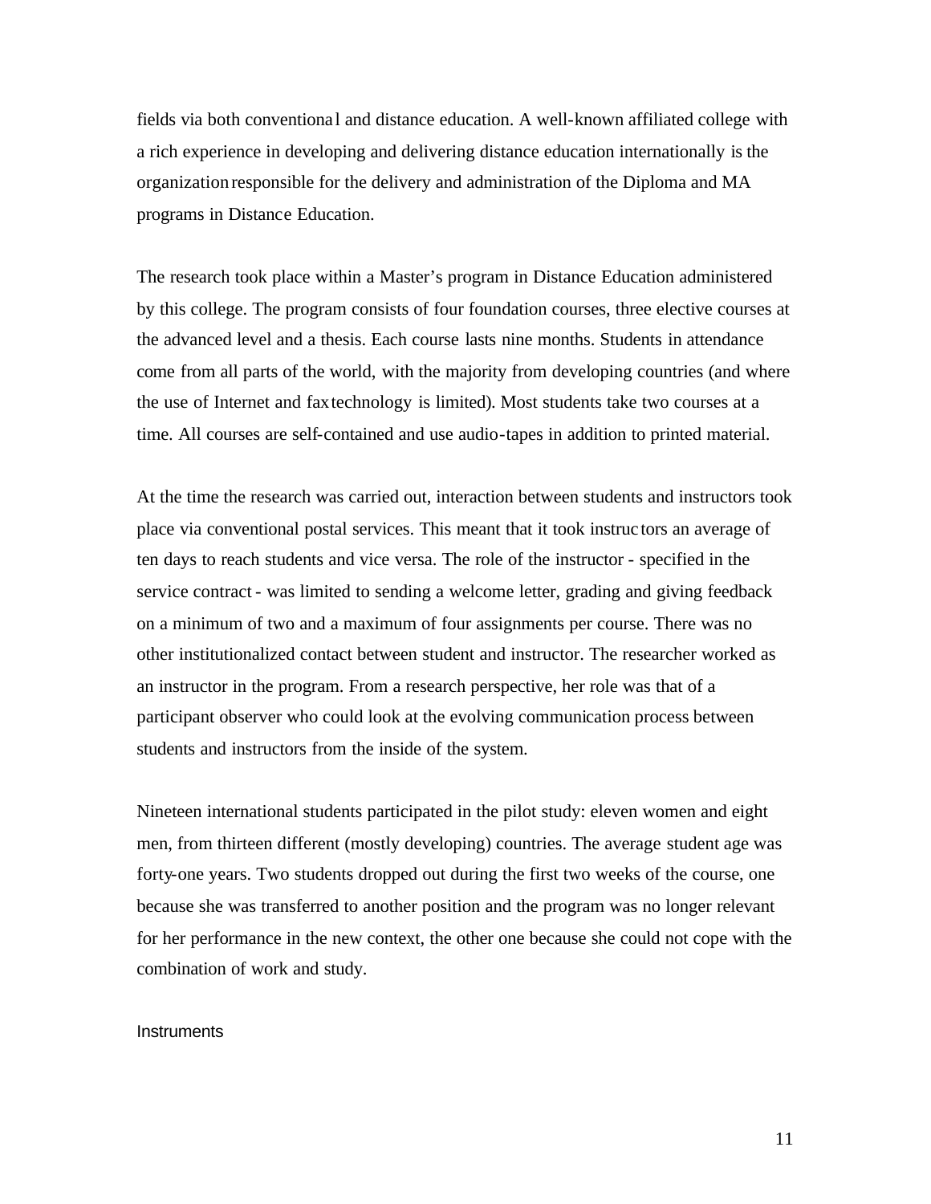fields via both conventional and distance education. A well-known affiliated college with a rich experience in developing and delivering distance education internationally is the organization responsible for the delivery and administration of the Diploma and MA programs in Distance Education.

The research took place within a Master's program in Distance Education administered by this college. The program consists of four foundation courses, three elective courses at the advanced level and a thesis. Each course lasts nine months. Students in attendance come from all parts of the world, with the majority from developing countries (and where the use of Internet and fax technology is limited). Most students take two courses at a time. All courses are self-contained and use audio-tapes in addition to printed material.

At the time the research was carried out, interaction between students and instructors took place via conventional postal services. This meant that it took instructors an average of ten days to reach students and vice versa. The role of the instructor - specified in the service contract - was limited to sending a welcome letter, grading and giving feedback on a minimum of two and a maximum of four assignments per course. There was no other institutionalized contact between student and instructor. The researcher worked as an instructor in the program. From a research perspective, her role was that of a participant observer who could look at the evolving communication process between students and instructors from the inside of the system.

Nineteen international students participated in the pilot study: eleven women and eight men, from thirteen different (mostly developing) countries. The average student age was forty-one years. Two students dropped out during the first two weeks of the course, one because she was transferred to another position and the program was no longer relevant for her performance in the new context, the other one because she could not cope with the combination of work and study.

### Instruments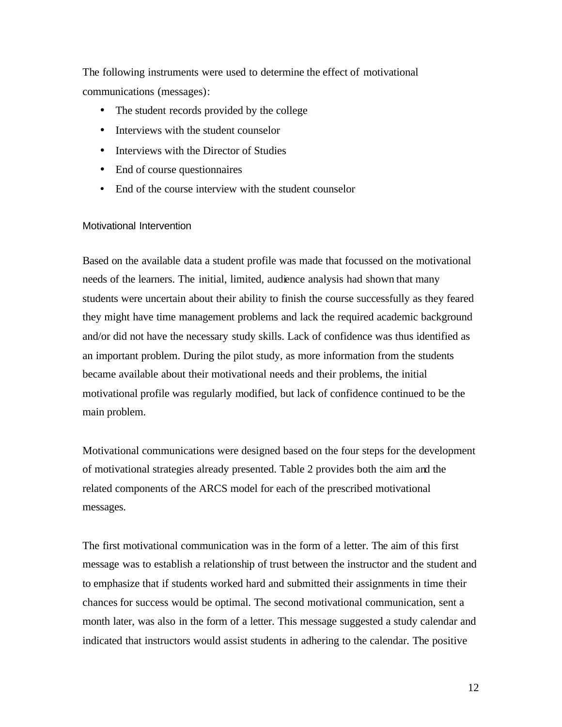The following instruments were used to determine the effect of motivational communications (messages):

- The student records provided by the college
- Interviews with the student counselor
- Interviews with the Director of Studies
- End of course questionnaires
- End of the course interview with the student counselor

## Motivational Intervention

Based on the available data a student profile was made that focussed on the motivational needs of the learners. The initial, limited, audience analysis had shown that many students were uncertain about their ability to finish the course successfully as they feared they might have time management problems and lack the required academic background and/or did not have the necessary study skills. Lack of confidence was thus identified as an important problem. During the pilot study, as more information from the students became available about their motivational needs and their problems, the initial motivational profile was regularly modified, but lack of confidence continued to be the main problem.

Motivational communications were designed based on the four steps for the development of motivational strategies already presented. Table 2 provides both the aim and the related components of the ARCS model for each of the prescribed motivational messages.

The first motivational communication was in the form of a letter. The aim of this first message was to establish a relationship of trust between the instructor and the student and to emphasize that if students worked hard and submitted their assignments in time their chances for success would be optimal. The second motivational communication, sent a month later, was also in the form of a letter. This message suggested a study calendar and indicated that instructors would assist students in adhering to the calendar. The positive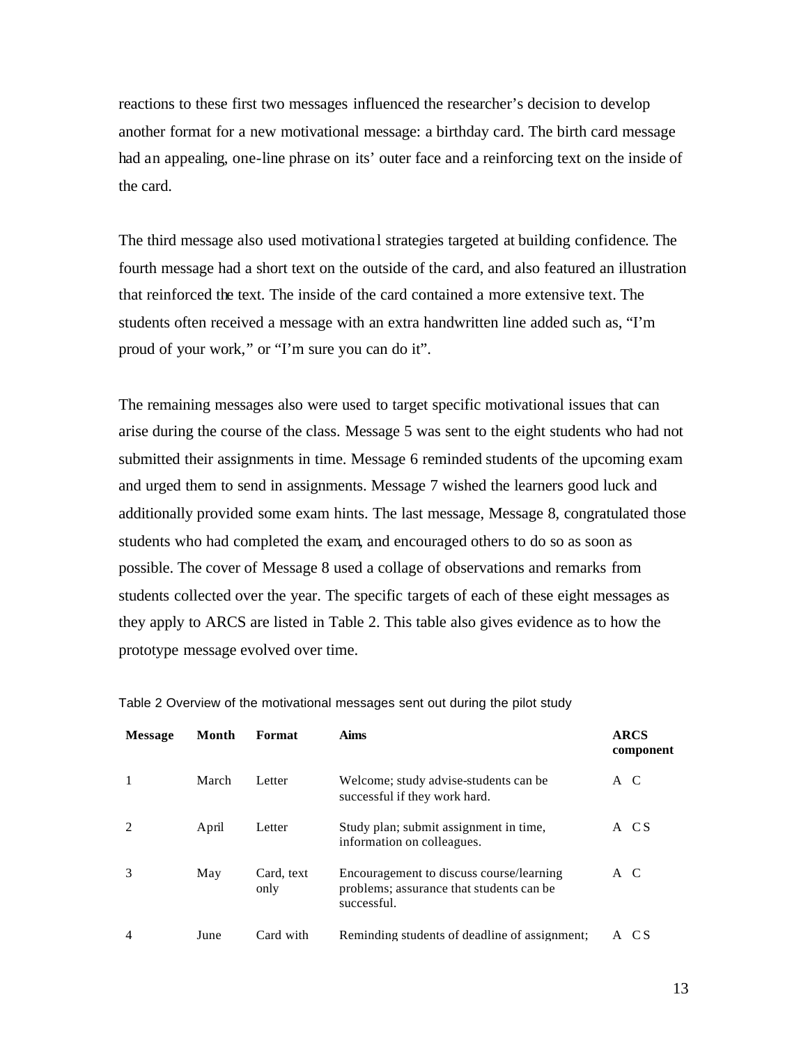reactions to these first two messages influenced the researcher's decision to develop another format for a new motivational message: a birthday card. The birth card message had an appealing, one-line phrase on its' outer face and a reinforcing text on the inside of the card.

The third message also used motivational strategies targeted at building confidence. The fourth message had a short text on the outside of the card, and also featured an illustration that reinforced the text. The inside of the card contained a more extensive text. The students often received a message with an extra handwritten line added such as, "I'm proud of your work," or "I'm sure you can do it".

The remaining messages also were used to target specific motivational issues that can arise during the course of the class. Message 5 was sent to the eight students who had not submitted their assignments in time. Message 6 reminded students of the upcoming exam and urged them to send in assignments. Message 7 wished the learners good luck and additionally provided some exam hints. The last message, Message 8, congratulated those students who had completed the exam, and encouraged others to do so as soon as possible. The cover of Message 8 used a collage of observations and remarks from students collected over the year. The specific targets of each of these eight messages as they apply to ARCS are listed in Table 2. This table also gives evidence as to how the prototype message evolved over time.

Table 2 Overview of the motivational messages sent out during the pilot study

| Message | Month | Format | Aims | ARCS component |
|---|---|---|---|---|
| 1 | March | Letter | Welcome; study advise-students can be successful if they work hard. | A C |
| 2 | April | Letter | Study plan; submit assignment in time, information on colleagues. | A C S |
| 3 | May | Card, text only | Encouragement to discuss course/learning problems; assurance that students can be successful. | A C |
| 4 | June | Card with | Reminding students of deadline of assignment; | A C S |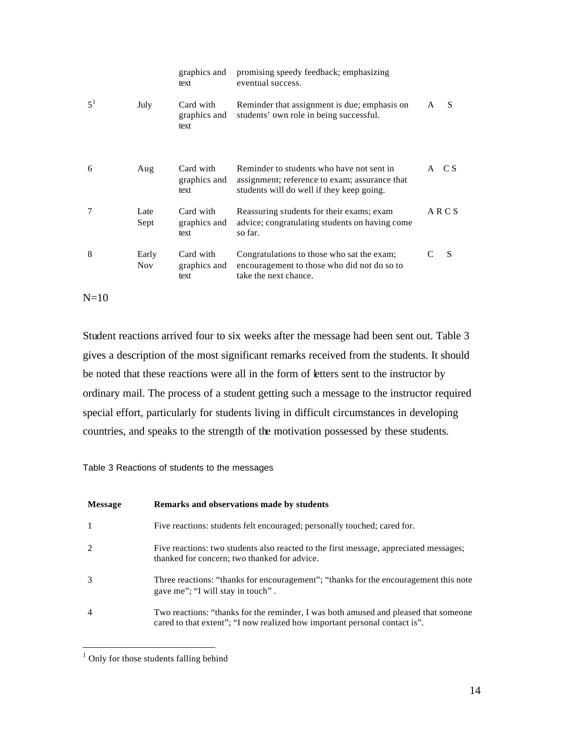| | | | | |
|---|---|---|---|---|
| | | graphics and text | promising speedy feedback; emphasizing eventual success. | |
| 5[1] | July | Card with graphics and text | Reminder that assignment is due; emphasis on students' own role in being successful. | A S |
| 6 | Aug | Card with graphics and text | Reminder to students who have not sent in assignment; reference to exam; assurance that students will do well if they keep going. | A C S |
| 7 | Late Sept | Card with graphics and text | Reassuring students for their exams; exam advice; congratulating students on having come so far. | A R C S |
| 8 | Early Nov | Card with graphics and text | Congratulations to those who sat the exam; encouragement to those who did not do so to take the next chance. | C S |

N=10

Student reactions arrived four to six weeks after the message had been sent out. Table 3 gives a description of the most significant remarks received from the students. It should be noted that these reactions were all in the form of letters sent to the instructor by ordinary mail. The process of a student getting such a message to the instructor required special effort, particularly for students living in difficult circumstances in developing countries, and speaks to the strength of the motivation possessed by these students.

Table 3 Reactions of students to the messages

| Message | Remarks and observations made by students |
|---|---|
| 1 | Five reactions: students felt encouraged; personally touched; cared for. |
| 2 | Five reactions: two students also reacted to the first message, appreciated messages; thanked for concern; two thanked for advice. |
| 3 | Three reactions: "thanks for encouragement"; "thanks for the encouragement this note gave me"; "I will stay in touch" . |
| 4 | Two reactions: "thanks for the reminder, I was both amused and pleased that someone cared to that extent"; "I now realized how important personal contact is". |

[1] Only for those students falling behind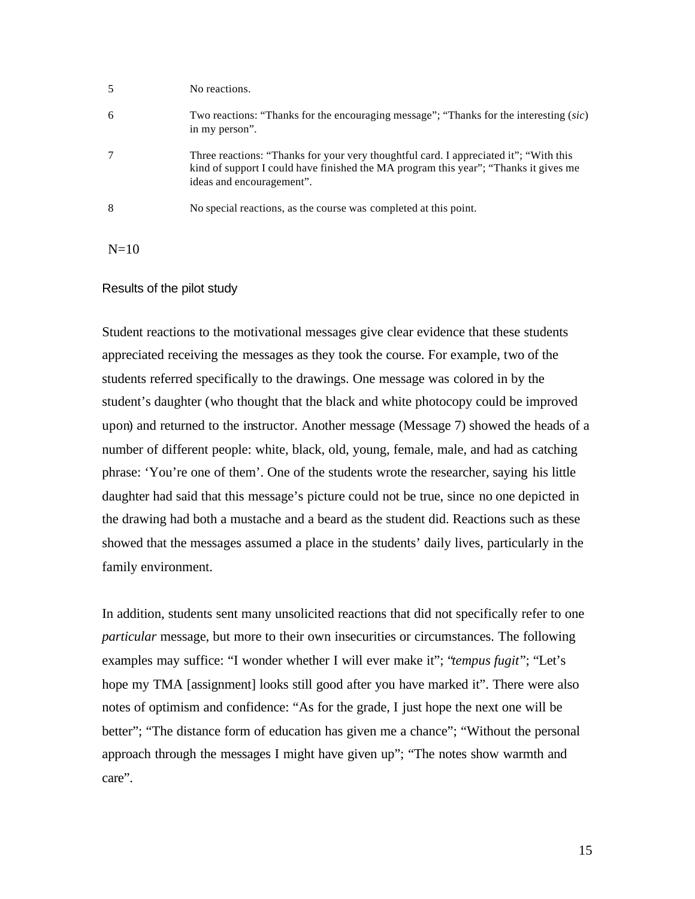| | |
|---|---|
| 5 | No reactions. |
| 6 | Two reactions: "Thanks for the encouraging message"; "Thanks for the interesting (*sic*) in my person". |
| 7 | Three reactions: "Thanks for your very thoughtful card. I appreciated it"; "With this kind of support I could have finished the MA program this year"; "Thanks it gives me ideas and encouragement". |
| 8 | No special reactions, as the course was completed at this point. |

N=10

## Results of the pilot study

Student reactions to the motivational messages give clear evidence that these students appreciated receiving the messages as they took the course. For example, two of the students referred specifically to the drawings. One message was colored in by the student's daughter (who thought that the black and white photocopy could be improved upon) and returned to the instructor. Another message (Message 7) showed the heads of a number of different people: white, black, old, young, female, male, and had as catching phrase: 'You're one of them'. One of the students wrote the researcher, saying his little daughter had said that this message's picture could not be true, since no one depicted in the drawing had both a mustache and a beard as the student did. Reactions such as these showed that the messages assumed a place in the students' daily lives, particularly in the family environment.

In addition, students sent many unsolicited reactions that did not specifically refer to one *particular* message, but more to their own insecurities or circumstances. The following examples may suffice: "I wonder whether I will ever make it"; "*tempus fugit*"; "Let's hope my TMA [assignment] looks still good after you have marked it". There were also notes of optimism and confidence: "As for the grade, I just hope the next one will be better"; "The distance form of education has given me a chance"; "Without the personal approach through the messages I might have given up"; "The notes show warmth and care".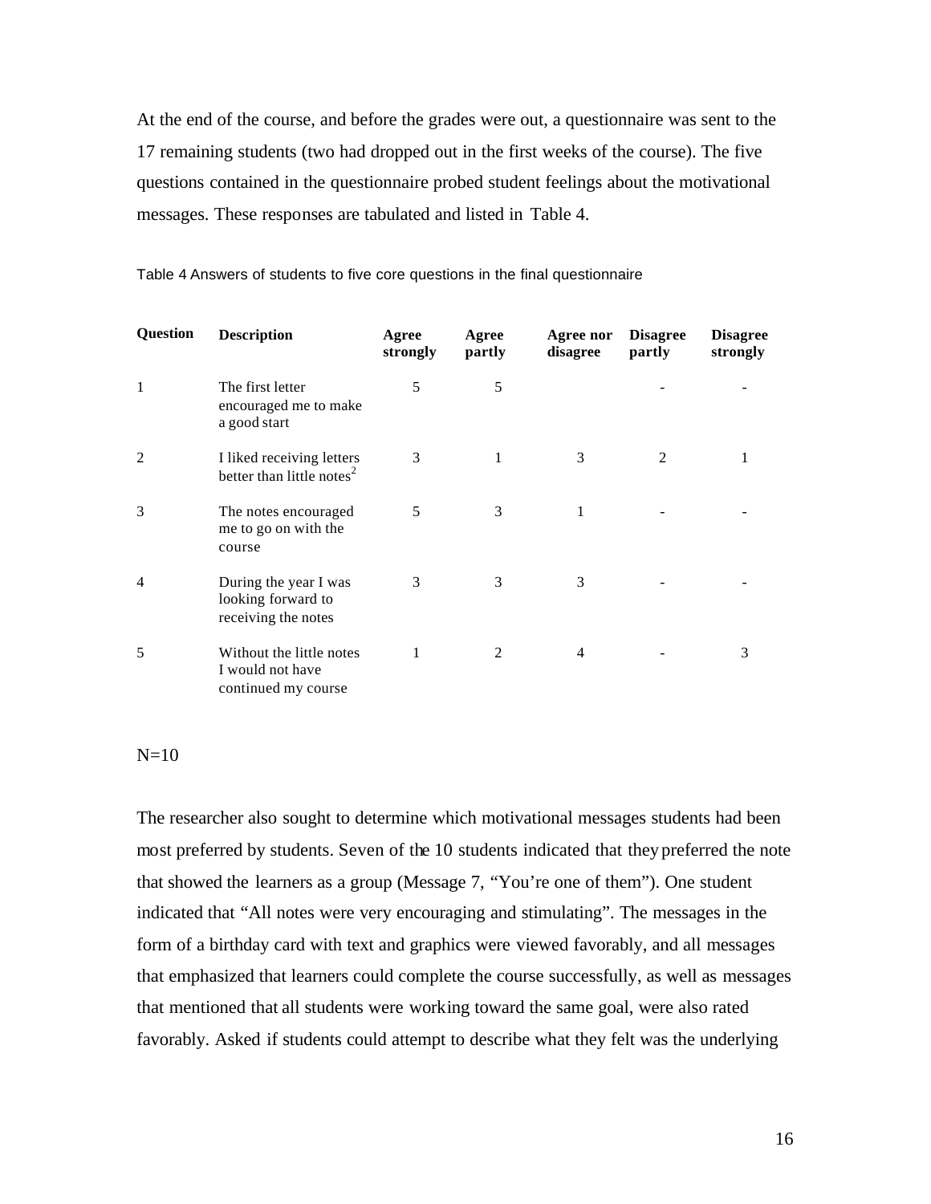At the end of the course, and before the grades were out, a questionnaire was sent to the 17 remaining students (two had dropped out in the first weeks of the course). The five questions contained in the questionnaire probed student feelings about the motivational messages. These responses are tabulated and listed in Table 4.

Table 4 Answers of students to five core questions in the final questionnaire

| Question | Description | Agree strongly | Agree partly | Agree nor disagree | Disagree partly | Disagree strongly |
|---|---|---|---|---|---|---|
| 1 | The first letter encouraged me to make a good start | 5 | 5 | | - | - |
| 2 | I liked receiving letters better than little notes[2] | 3 | 1 | 3 | 2 | 1 |
| 3 | The notes encouraged me to go on with the course | 5 | 3 | 1 | - | - |
| 4 | During the year I was looking forward to receiving the notes | 3 | 3 | 3 | - | - |
| 5 | Without the little notes I would not have continued my course | 1 | 2 | 4 | - | 3 |

N=10

The researcher also sought to determine which motivational messages students had been most preferred by students. Seven of the 10 students indicated that they preferred the note that showed the learners as a group (Message 7, "You're one of them"). One student indicated that "All notes were very encouraging and stimulating". The messages in the form of a birthday card with text and graphics were viewed favorably, and all messages that emphasized that learners could complete the course successfully, as well as messages that mentioned that all students were working toward the same goal, were also rated favorably. Asked if students could attempt to describe what they felt was the underlying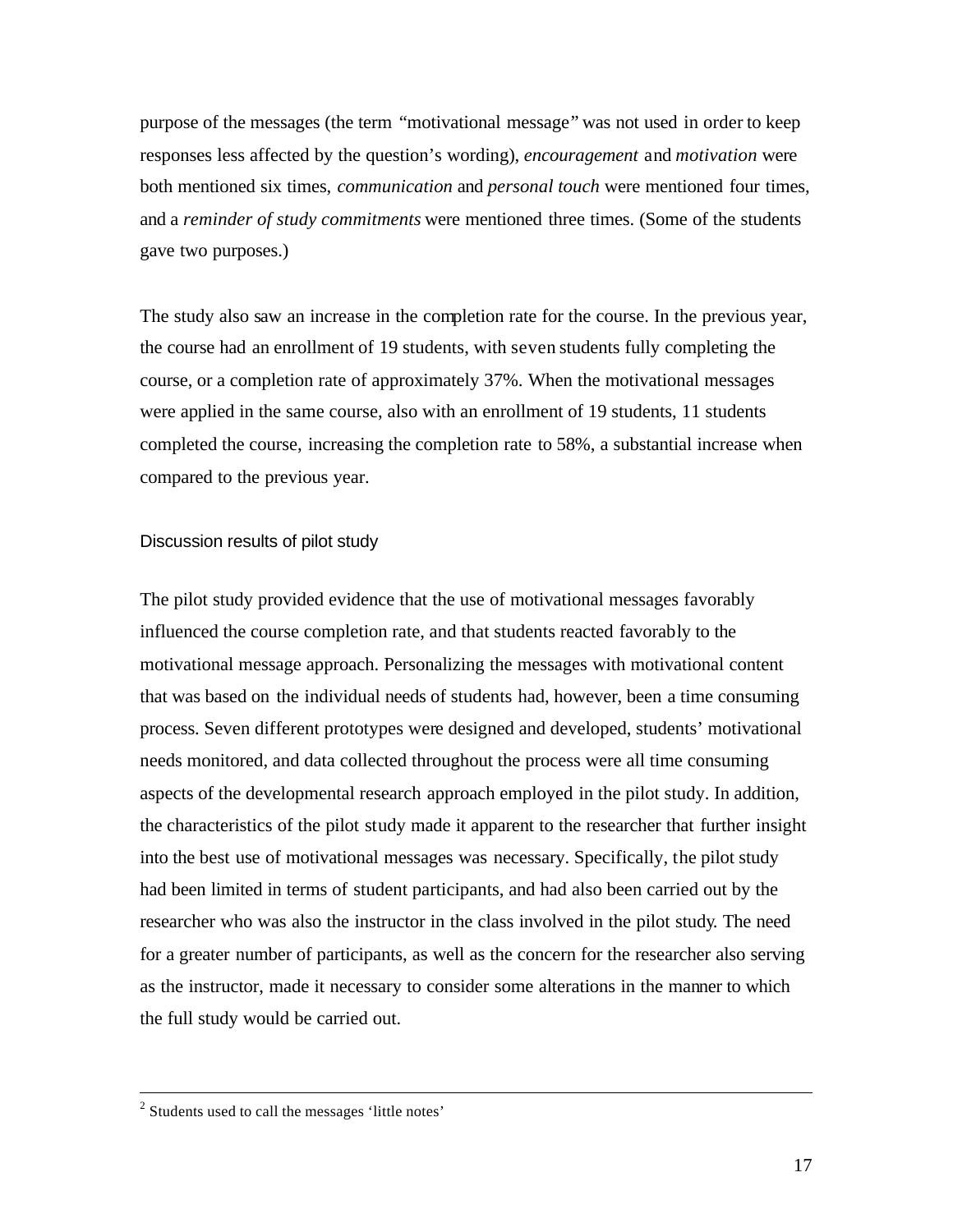purpose of the messages (the term "motivational message" was not used in order to keep responses less affected by the question's wording), *encouragement* and *motivation* were both mentioned six times, *communication* and *personal touch* were mentioned four times, and a *reminder of study commitments* were mentioned three times. (Some of the students gave two purposes.)

The study also saw an increase in the completion rate for the course. In the previous year, the course had an enrollment of 19 students, with seven students fully completing the course, or a completion rate of approximately 37%. When the motivational messages were applied in the same course, also with an enrollment of 19 students, 11 students completed the course, increasing the completion rate to 58%, a substantial increase when compared to the previous year.

### Discussion results of pilot study

The pilot study provided evidence that the use of motivational messages favorably influenced the course completion rate, and that students reacted favorably to the motivational message approach. Personalizing the messages with motivational content that was based on the individual needs of students had, however, been a time consuming process. Seven different prototypes were designed and developed, students' motivational needs monitored, and data collected throughout the process were all time consuming aspects of the developmental research approach employed in the pilot study. In addition, the characteristics of the pilot study made it apparent to the researcher that further insight into the best use of motivational messages was necessary. Specifically, the pilot study had been limited in terms of student participants, and had also been carried out by the researcher who was also the instructor in the class involved in the pilot study. The need for a greater number of participants, as well as the concern for the researcher also serving as the instructor, made it necessary to consider some alterations in the manner to which the full study would be carried out.

---

[2] Students used to call the messages 'little notes'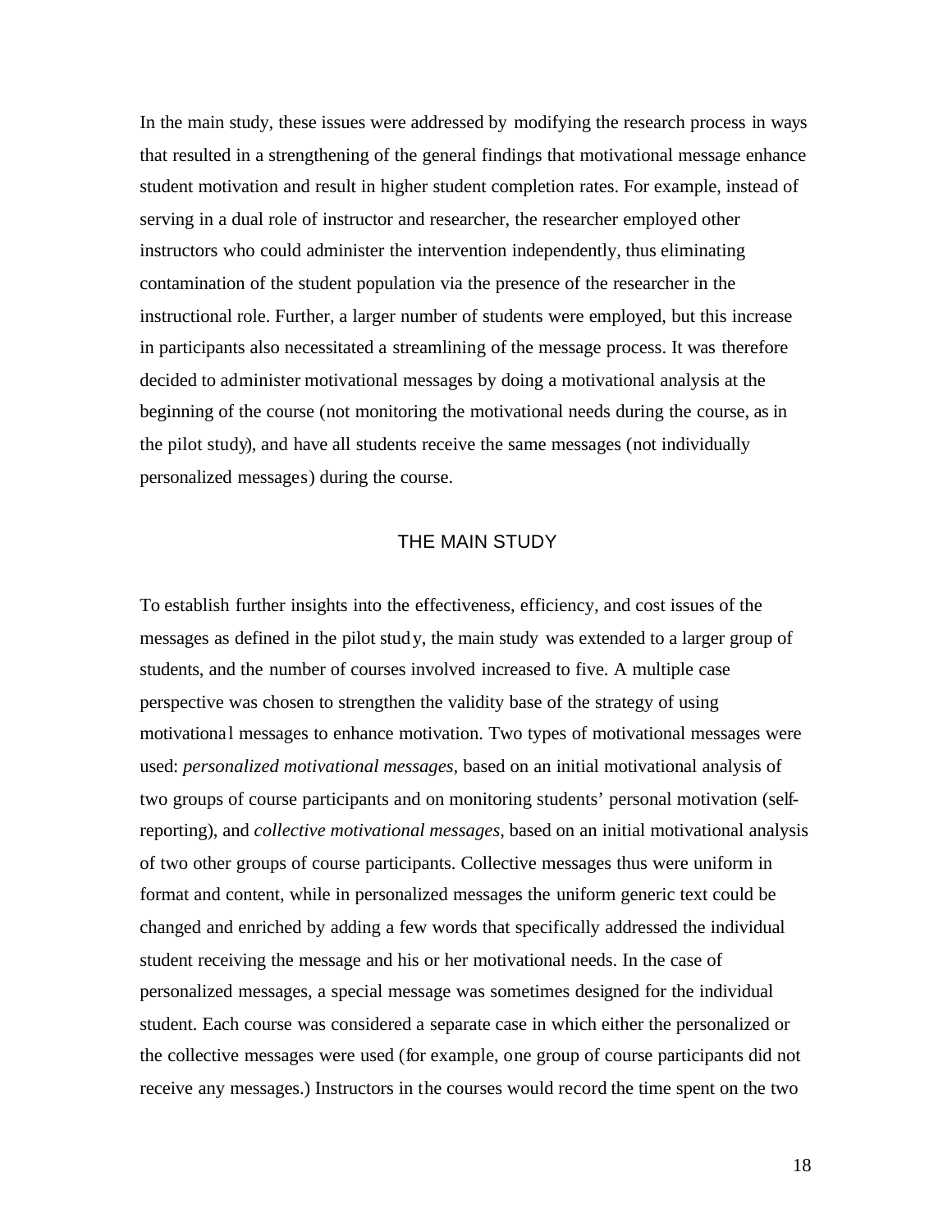In the main study, these issues were addressed by modifying the research process in ways that resulted in a strengthening of the general findings that motivational message enhance student motivation and result in higher student completion rates. For example, instead of serving in a dual role of instructor and researcher, the researcher employed other instructors who could administer the intervention independently, thus eliminating contamination of the student population via the presence of the researcher in the instructional role. Further, a larger number of students were employed, but this increase in participants also necessitated a streamlining of the message process. It was therefore decided to administer motivational messages by doing a motivational analysis at the beginning of the course (not monitoring the motivational needs during the course, as in the pilot study), and have all students receive the same messages (not individually personalized messages) during the course.

## THE MAIN STUDY

To establish further insights into the effectiveness, efficiency, and cost issues of the messages as defined in the pilot study, the main study was extended to a larger group of students, and the number of courses involved increased to five. A multiple case perspective was chosen to strengthen the validity base of the strategy of using motivational messages to enhance motivation. Two types of motivational messages were used: *personalized motivational messages*, based on an initial motivational analysis of two groups of course participants and on monitoring students' personal motivation (self-reporting), and *collective motivational messages*, based on an initial motivational analysis of two other groups of course participants. Collective messages thus were uniform in format and content, while in personalized messages the uniform generic text could be changed and enriched by adding a few words that specifically addressed the individual student receiving the message and his or her motivational needs. In the case of personalized messages, a special message was sometimes designed for the individual student. Each course was considered a separate case in which either the personalized or the collective messages were used (for example, one group of course participants did not receive any messages.) Instructors in the courses would record the time spent on the two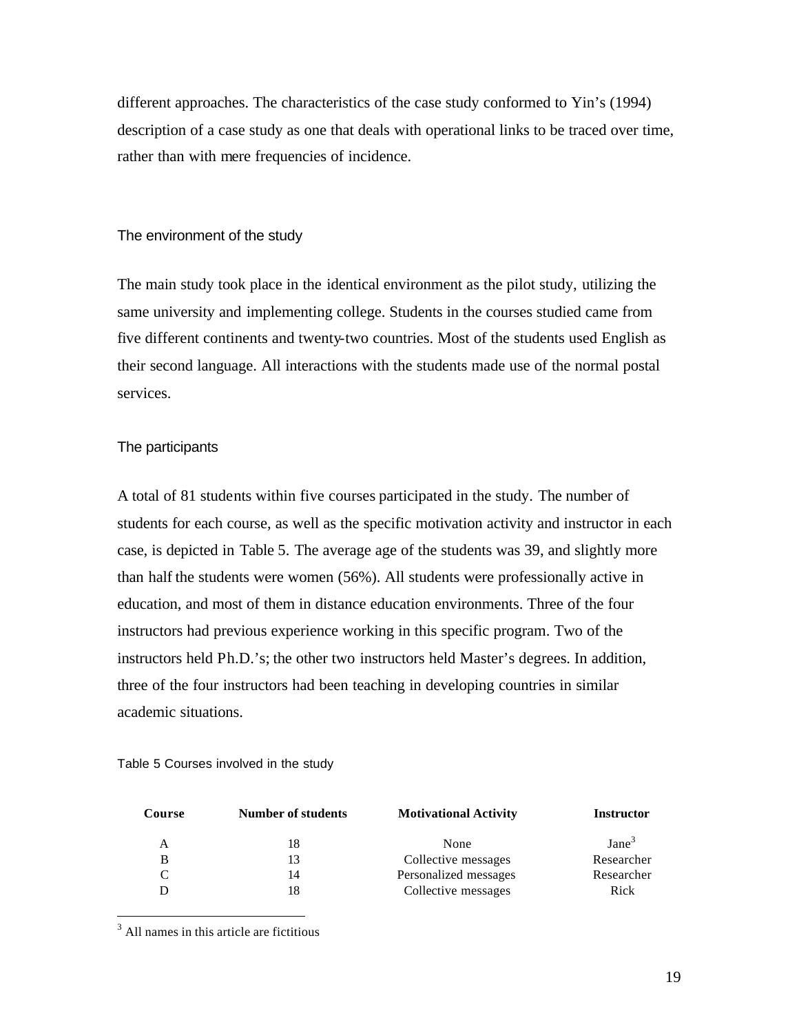different approaches. The characteristics of the case study conformed to Yin's (1994) description of a case study as one that deals with operational links to be traced over time, rather than with mere frequencies of incidence.

## The environment of the study

The main study took place in the identical environment as the pilot study, utilizing the same university and implementing college. Students in the courses studied came from five different continents and twenty-two countries. Most of the students used English as their second language. All interactions with the students made use of the normal postal services.

## The participants

A total of 81 students within five courses participated in the study. The number of students for each course, as well as the specific motivation activity and instructor in each case, is depicted in Table 5. The average age of the students was 39, and slightly more than half the students were women (56%). All students were professionally active in education, and most of them in distance education environments. Three of the four instructors had previous experience working in this specific program. Two of the instructors held Ph.D.'s; the other two instructors held Master's degrees. In addition, three of the four instructors had been teaching in developing countries in similar academic situations.

Table 5 Courses involved in the study

| Course | Number of students | Motivational Activity | Instructor |
|---|---|---|---|
| A | 18 | None | Jane[3] |
| B | 13 | Collective messages | Researcher |
| C | 14 | Personalized messages | Researcher |
| D | 18 | Collective messages | Rick |

[3] All names in this article are fictitious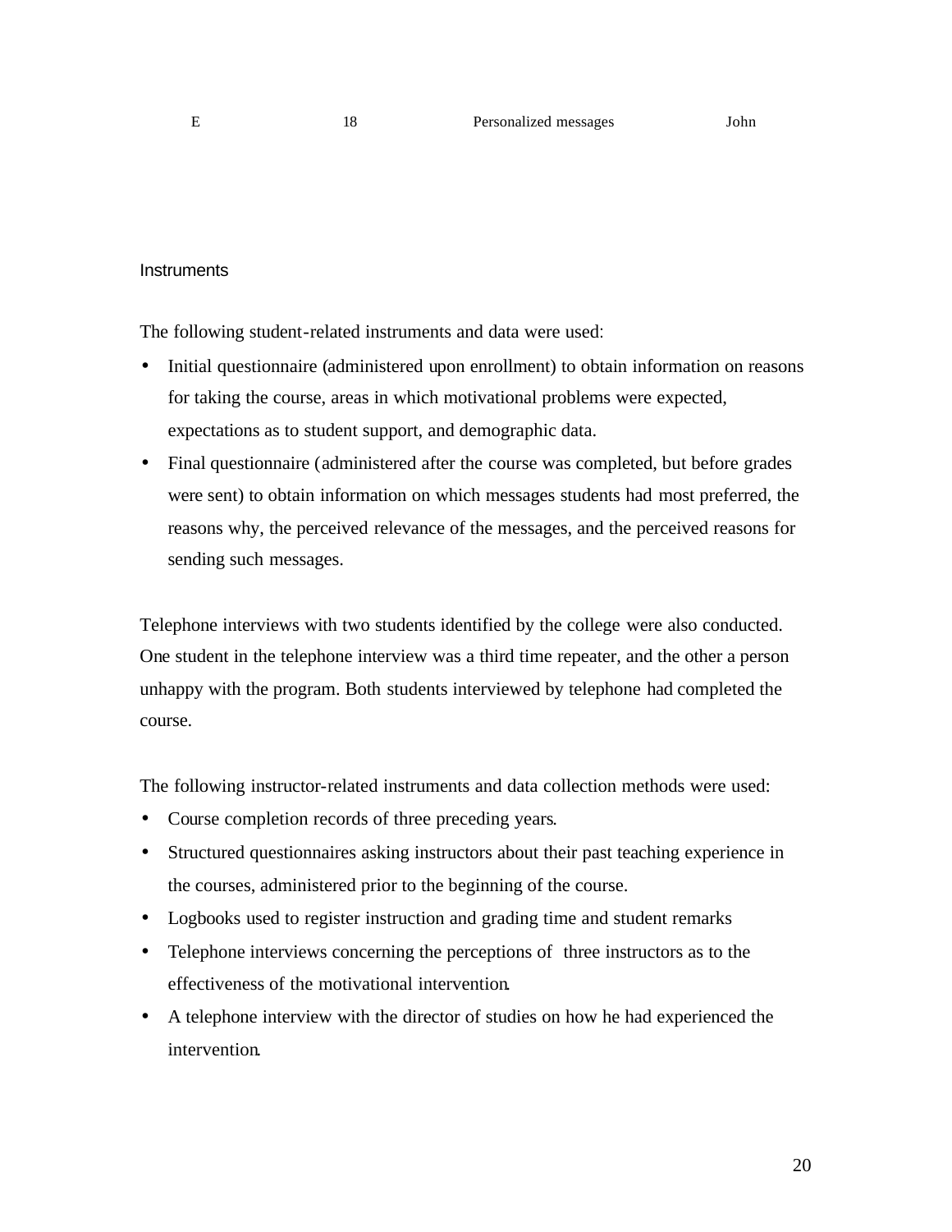| | | | |
|---|---|---|---|
| E | 18 | Personalized messages | John |

### Instruments

The following student-related instruments and data were used:

- Initial questionnaire (administered upon enrollment) to obtain information on reasons for taking the course, areas in which motivational problems were expected, expectations as to student support, and demographic data.
- Final questionnaire (administered after the course was completed, but before grades were sent) to obtain information on which messages students had most preferred, the reasons why, the perceived relevance of the messages, and the perceived reasons for sending such messages.

Telephone interviews with two students identified by the college were also conducted. One student in the telephone interview was a third time repeater, and the other a person unhappy with the program. Both students interviewed by telephone had completed the course.

The following instructor-related instruments and data collection methods were used:

- Course completion records of three preceding years.
- Structured questionnaires asking instructors about their past teaching experience in the courses, administered prior to the beginning of the course.
- Logbooks used to register instruction and grading time and student remarks
- Telephone interviews concerning the perceptions of three instructors as to the effectiveness of the motivational intervention.
- A telephone interview with the director of studies on how he had experienced the intervention.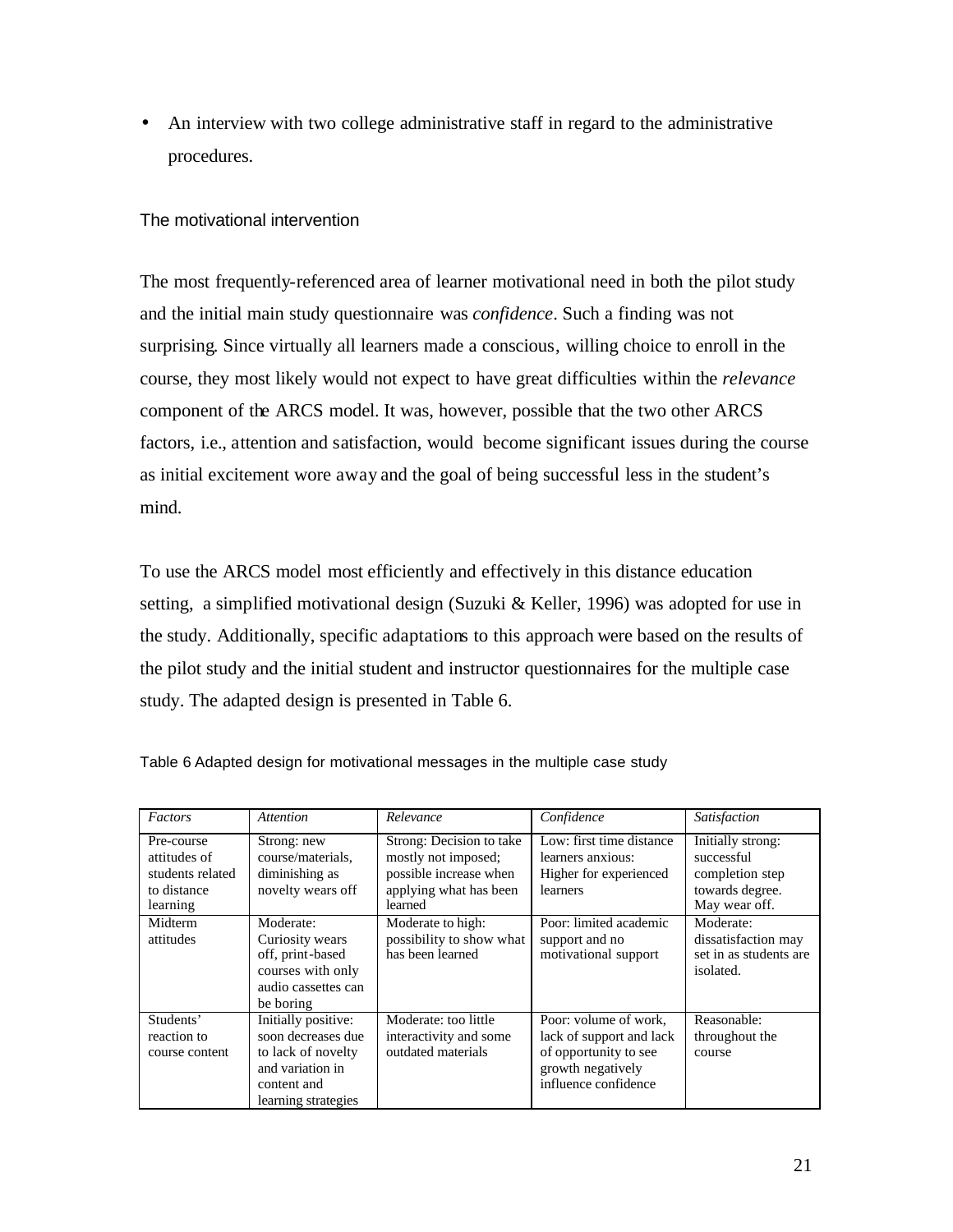- An interview with two college administrative staff in regard to the administrative procedures.

### The motivational intervention

The most frequently-referenced area of learner motivational need in both the pilot study and the initial main study questionnaire was *confidence*. Such a finding was not surprising. Since virtually all learners made a conscious, willing choice to enroll in the course, they most likely would not expect to have great difficulties within the *relevance* component of the ARCS model. It was, however, possible that the two other ARCS factors, i.e., attention and satisfaction, would become significant issues during the course as initial excitement wore away and the goal of being successful less in the student's mind.

To use the ARCS model most efficiently and effectively in this distance education setting, a simplified motivational design (Suzuki & Keller, 1996) was adopted for use in the study. Additionally, specific adaptations to this approach were based on the results of the pilot study and the initial student and instructor questionnaires for the multiple case study. The adapted design is presented in Table 6.

Table 6 Adapted design for motivational messages in the multiple case study

| *Factors* | *Attention* | *Relevance* | *Confidence* | *Satisfaction* |
|---|---|---|---|---|
| Pre-course attitudes of students related to distance learning | Strong: new course/materials, diminishing as novelty wears off | Strong: Decision to take mostly not imposed; possible increase when applying what has been learned | Low: first time distance learners anxious: Higher for experienced learners | Initially strong: successful completion step towards degree. May wear off. |
| Midterm attitudes | Moderate: Curiosity wears off, print-based courses with only audio cassettes can be boring | Moderate to high: possibility to show what has been learned | Poor: limited academic support and no motivational support | Moderate: dissatisfaction may set in as students are isolated. |
| Students' reaction to course content | Initially positive: soon decreases due to lack of novelty and variation in content and learning strategies | Moderate: too little interactivity and some outdated materials | Poor: volume of work, lack of support and lack of opportunity to see growth negatively influence confidence | Reasonable: throughout the course |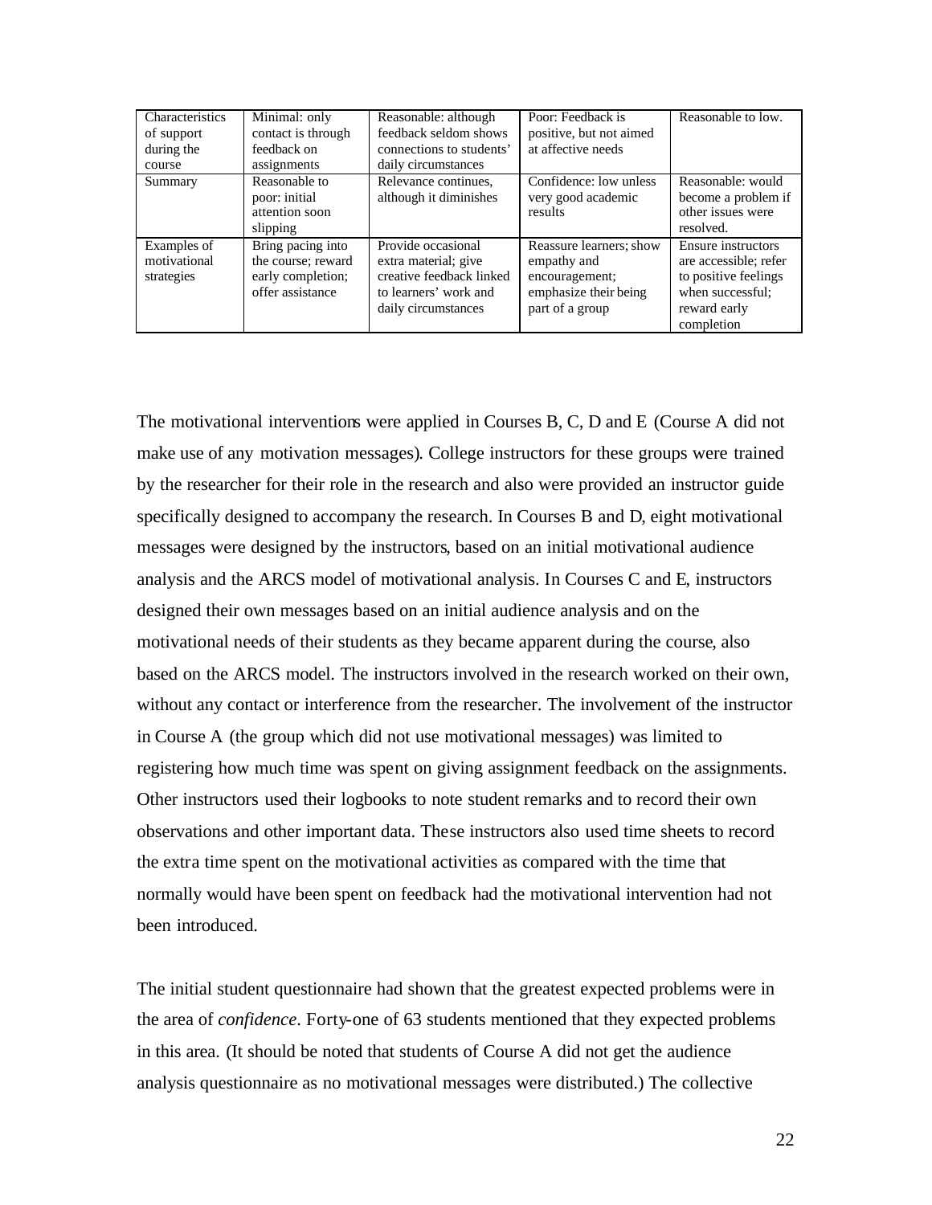| Characteristics of support during the course | Minimal: only contact is through feedback on assignments | Reasonable: although feedback seldom shows connections to students' daily circumstances | Poor: Feedback is positive, but not aimed at affective needs | Reasonable to low. |
|---|---|---|---|---|
| Summary | Reasonable to poor: initial attention soon slipping | Relevance continues, although it diminishes | Confidence: low unless very good academic results | Reasonable: would become a problem if other issues were resolved. |
| Examples of motivational strategies | Bring pacing into the course; reward early completion; offer assistance | Provide occasional extra material; give creative feedback linked to learners' work and daily circumstances | Reassure learners; show empathy and encouragement; emphasize their being part of a group | Ensure instructors are accessible; refer to positive feelings when successful; reward early completion |

The motivational interventions were applied in Courses B, C, D and E (Course A did not make use of any motivation messages). College instructors for these groups were trained by the researcher for their role in the research and also were provided an instructor guide specifically designed to accompany the research. In Courses B and D, eight motivational messages were designed by the instructors, based on an initial motivational audience analysis and the ARCS model of motivational analysis. In Courses C and E, instructors designed their own messages based on an initial audience analysis and on the motivational needs of their students as they became apparent during the course, also based on the ARCS model. The instructors involved in the research worked on their own, without any contact or interference from the researcher. The involvement of the instructor in Course A (the group which did not use motivational messages) was limited to registering how much time was spent on giving assignment feedback on the assignments. Other instructors used their logbooks to note student remarks and to record their own observations and other important data. These instructors also used time sheets to record the extra time spent on the motivational activities as compared with the time that normally would have been spent on feedback had the motivational intervention had not been introduced.

The initial student questionnaire had shown that the greatest expected problems were in the area of *confidence*. Forty-one of 63 students mentioned that they expected problems in this area. (It should be noted that students of Course A did not get the audience analysis questionnaire as no motivational messages were distributed.) The collective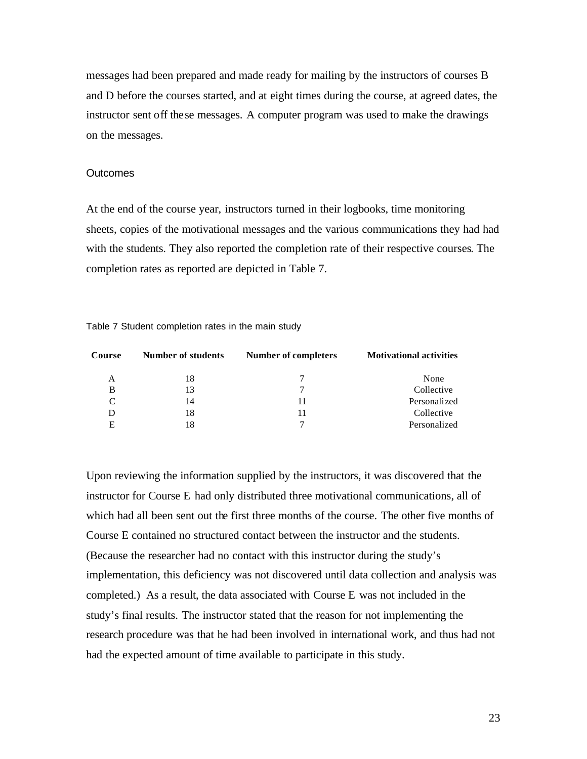messages had been prepared and made ready for mailing by the instructors of courses B and D before the courses started, and at eight times during the course, at agreed dates, the instructor sent off these messages. A computer program was used to make the drawings on the messages.

### Outcomes

At the end of the course year, instructors turned in their logbooks, time monitoring sheets, copies of the motivational messages and the various communications they had had with the students. They also reported the completion rate of their respective courses. The completion rates as reported are depicted in Table 7.

Table 7 Student completion rates in the main study

| Course | Number of students | Number of completers | Motivational activities |
|---|---|---|---|
| A | 18 | 7 | None |
| B | 13 | 7 | Collective |
| C | 14 | 11 | Personalized |
| D | 18 | 11 | Collective |
| E | 18 | 7 | Personalized |

Upon reviewing the information supplied by the instructors, it was discovered that the instructor for Course E had only distributed three motivational communications, all of which had all been sent out the first three months of the course. The other five months of Course E contained no structured contact between the instructor and the students. (Because the researcher had no contact with this instructor during the study's implementation, this deficiency was not discovered until data collection and analysis was completed.) As a result, the data associated with Course E was not included in the study's final results. The instructor stated that the reason for not implementing the research procedure was that he had been involved in international work, and thus had not had the expected amount of time available to participate in this study.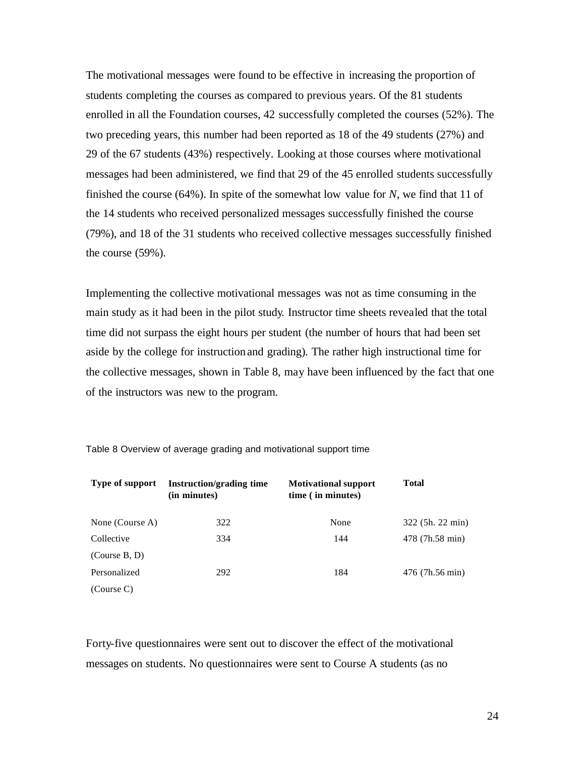The motivational messages were found to be effective in increasing the proportion of students completing the courses as compared to previous years. Of the 81 students enrolled in all the Foundation courses, 42 successfully completed the courses (52%). The two preceding years, this number had been reported as 18 of the 49 students (27%) and 29 of the 67 students (43%) respectively. Looking at those courses where motivational messages had been administered, we find that 29 of the 45 enrolled students successfully finished the course (64%). In spite of the somewhat low value for *N*, we find that 11 of the 14 students who received personalized messages successfully finished the course (79%), and 18 of the 31 students who received collective messages successfully finished the course (59%).

Implementing the collective motivational messages was not as time consuming in the main study as it had been in the pilot study. Instructor time sheets revealed that the total time did not surpass the eight hours per student (the number of hours that had been set aside by the college for instruction and grading). The rather high instructional time for the collective messages, shown in Table 8, may have been influenced by the fact that one of the instructors was new to the program.

Table 8 Overview of average grading and motivational support time

| **Type of support** | **Instruction/grading time (in minutes)** | **Motivational support time ( in minutes)** | **Total** |
|---|---|---|---|
| None (Course A) | 322 | None | 322 (5h. 22 min) |
| Collective (Course B, D) | 334 | 144 | 478 (7h.58 min) |
| Personalized (Course C) | 292 | 184 | 476 (7h.56 min) |

Forty-five questionnaires were sent out to discover the effect of the motivational messages on students. No questionnaires were sent to Course A students (as no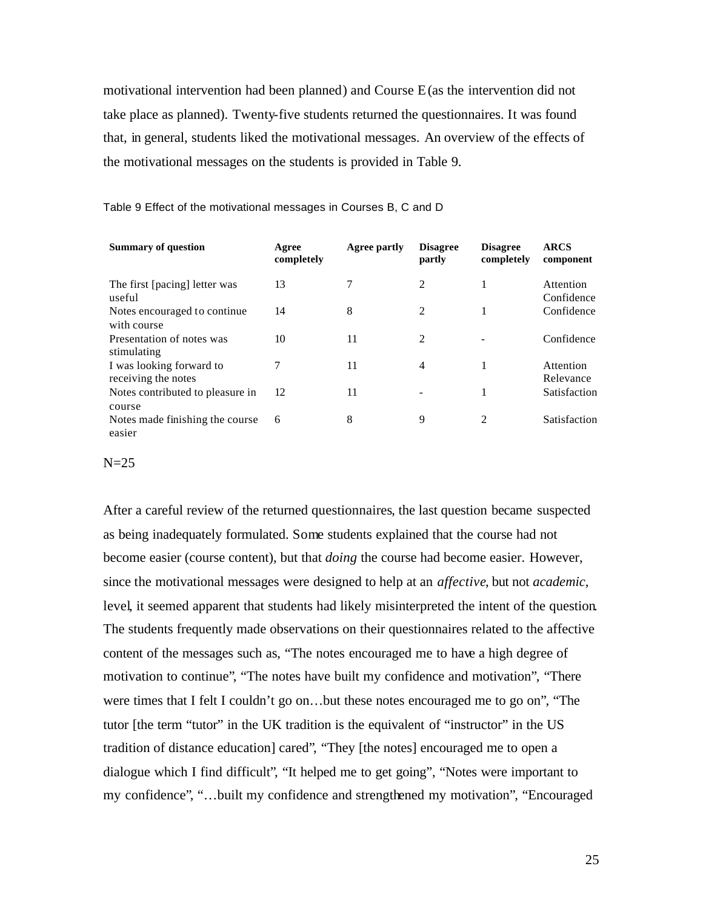motivational intervention had been planned) and Course E (as the intervention did not take place as planned). Twenty-five students returned the questionnaires. It was found that, in general, students liked the motivational messages. An overview of the effects of the motivational messages on the students is provided in Table 9.

Table 9 Effect of the motivational messages in Courses B, C and D

| Summary of question | Agree completely | Agree partly | Disagree partly | Disagree completely | ARCS component |
|---|---|---|---|---|---|
| The first [pacing] letter was useful | 13 | 7 | 2 | 1 | Attention Confidence |
| Notes encouraged to continue with course | 14 | 8 | 2 | 1 | Confidence |
| Presentation of notes was stimulating | 10 | 11 | 2 | - | Confidence |
| I was looking forward to receiving the notes | 7 | 11 | 4 | 1 | Attention Relevance |
| Notes contributed to pleasure in course | 12 | 11 | - | 1 | Satisfaction |
| Notes made finishing the course easier | 6 | 8 | 9 | 2 | Satisfaction |

N=25

After a careful review of the returned questionnaires, the last question became suspected as being inadequately formulated. Some students explained that the course had not become easier (course content), but that *doing* the course had become easier. However, since the motivational messages were designed to help at an *affective*, but not *academic*, level, it seemed apparent that students had likely misinterpreted the intent of the question. The students frequently made observations on their questionnaires related to the affective content of the messages such as, “The notes encouraged me to have a high degree of motivation to continue”, “The notes have built my confidence and motivation”, “There were times that I felt I couldn’t go on…but these notes encouraged me to go on”, “The tutor [the term “tutor” in the UK tradition is the equivalent of “instructor” in the US tradition of distance education] cared”, “They [the notes] encouraged me to open a dialogue which I find difficult”, “It helped me to get going”, “Notes were important to my confidence”, “…built my confidence and strengthened my motivation”, “Encouraged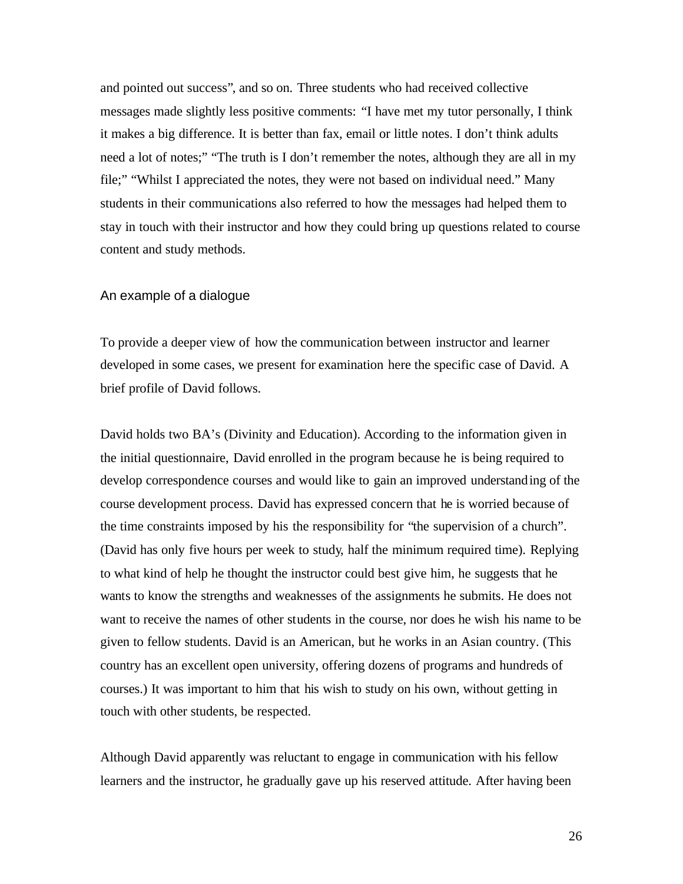and pointed out success", and so on. Three students who had received collective messages made slightly less positive comments: "I have met my tutor personally, I think it makes a big difference. It is better than fax, email or little notes. I don't think adults need a lot of notes;" "The truth is I don't remember the notes, although they are all in my file;" "Whilst I appreciated the notes, they were not based on individual need." Many students in their communications also referred to how the messages had helped them to stay in touch with their instructor and how they could bring up questions related to course content and study methods.

## An example of a dialogue

To provide a deeper view of how the communication between instructor and learner developed in some cases, we present for examination here the specific case of David. A brief profile of David follows.

David holds two BA's (Divinity and Education). According to the information given in the initial questionnaire, David enrolled in the program because he is being required to develop correspondence courses and would like to gain an improved understanding of the course development process. David has expressed concern that he is worried because of the time constraints imposed by his the responsibility for "the supervision of a church". (David has only five hours per week to study, half the minimum required time). Replying to what kind of help he thought the instructor could best give him, he suggests that he wants to know the strengths and weaknesses of the assignments he submits. He does not want to receive the names of other students in the course, nor does he wish his name to be given to fellow students. David is an American, but he works in an Asian country. (This country has an excellent open university, offering dozens of programs and hundreds of courses.) It was important to him that his wish to study on his own, without getting in touch with other students, be respected.

Although David apparently was reluctant to engage in communication with his fellow learners and the instructor, he gradually gave up his reserved attitude. After having been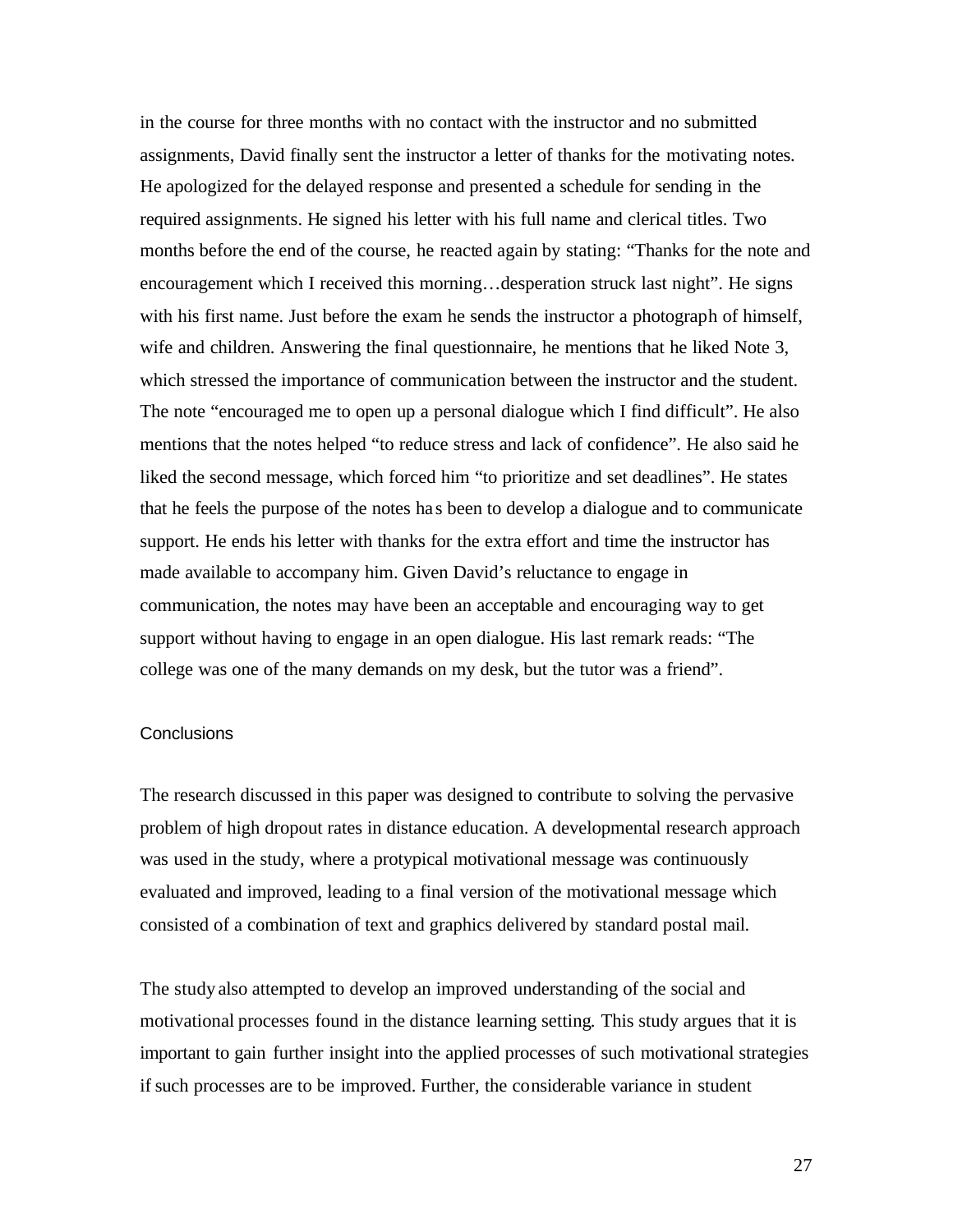in the course for three months with no contact with the instructor and no submitted assignments, David finally sent the instructor a letter of thanks for the motivating notes. He apologized for the delayed response and presented a schedule for sending in the required assignments. He signed his letter with his full name and clerical titles. Two months before the end of the course, he reacted again by stating: "Thanks for the note and encouragement which I received this morning…desperation struck last night". He signs with his first name. Just before the exam he sends the instructor a photograph of himself, wife and children. Answering the final questionnaire, he mentions that he liked Note 3, which stressed the importance of communication between the instructor and the student. The note "encouraged me to open up a personal dialogue which I find difficult". He also mentions that the notes helped "to reduce stress and lack of confidence". He also said he liked the second message, which forced him "to prioritize and set deadlines". He states that he feels the purpose of the notes has been to develop a dialogue and to communicate support. He ends his letter with thanks for the extra effort and time the instructor has made available to accompany him. Given David's reluctance to engage in communication, the notes may have been an acceptable and encouraging way to get support without having to engage in an open dialogue. His last remark reads: "The college was one of the many demands on my desk, but the tutor was a friend".

## Conclusions

The research discussed in this paper was designed to contribute to solving the pervasive problem of high dropout rates in distance education. A developmental research approach was used in the study, where a protypical motivational message was continuously evaluated and improved, leading to a final version of the motivational message which consisted of a combination of text and graphics delivered by standard postal mail.

The study also attempted to develop an improved understanding of the social and motivational processes found in the distance learning setting. This study argues that it is important to gain further insight into the applied processes of such motivational strategies if such processes are to be improved. Further, the considerable variance in student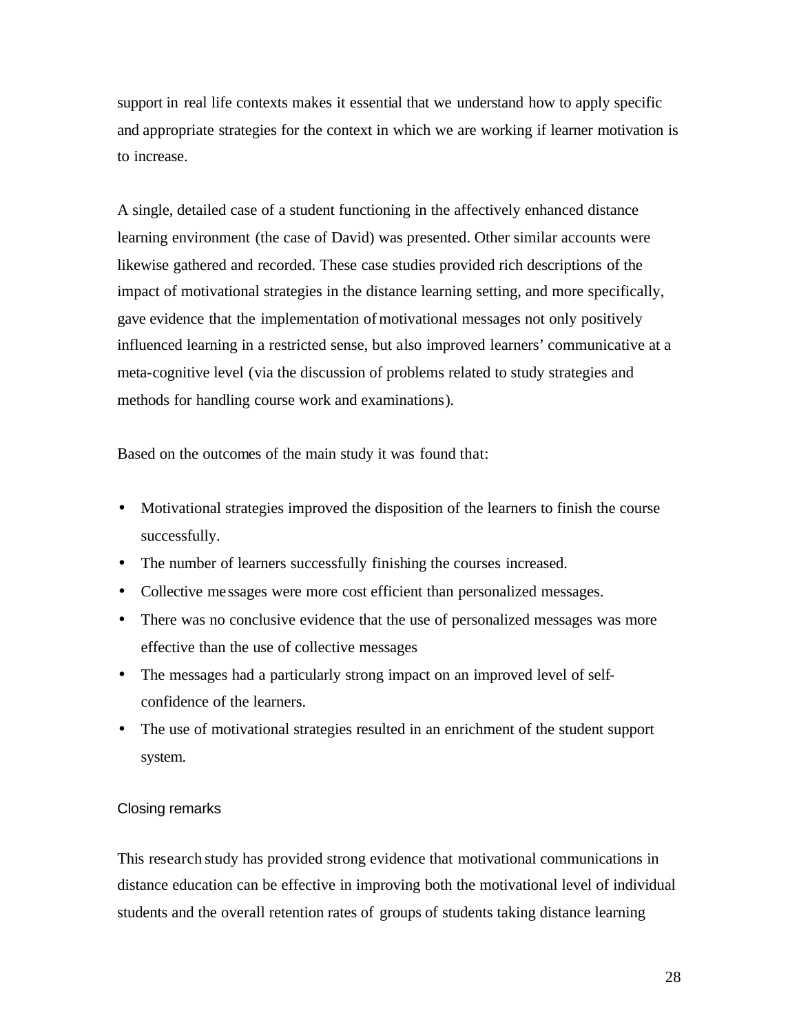support in real life contexts makes it essential that we understand how to apply specific and appropriate strategies for the context in which we are working if learner motivation is to increase.

A single, detailed case of a student functioning in the affectively enhanced distance learning environment (the case of David) was presented. Other similar accounts were likewise gathered and recorded. These case studies provided rich descriptions of the impact of motivational strategies in the distance learning setting, and more specifically, gave evidence that the implementation of motivational messages not only positively influenced learning in a restricted sense, but also improved learners' communicative at a meta-cognitive level (via the discussion of problems related to study strategies and methods for handling course work and examinations).

Based on the outcomes of the main study it was found that:

- Motivational strategies improved the disposition of the learners to finish the course successfully.
- The number of learners successfully finishing the courses increased.
- Collective messages were more cost efficient than personalized messages.
- There was no conclusive evidence that the use of personalized messages was more effective than the use of collective messages
- The messages had a particularly strong impact on an improved level of self-confidence of the learners.
- The use of motivational strategies resulted in an enrichment of the student support system.

### Closing remarks

This research study has provided strong evidence that motivational communications in distance education can be effective in improving both the motivational level of individual students and the overall retention rates of groups of students taking distance learning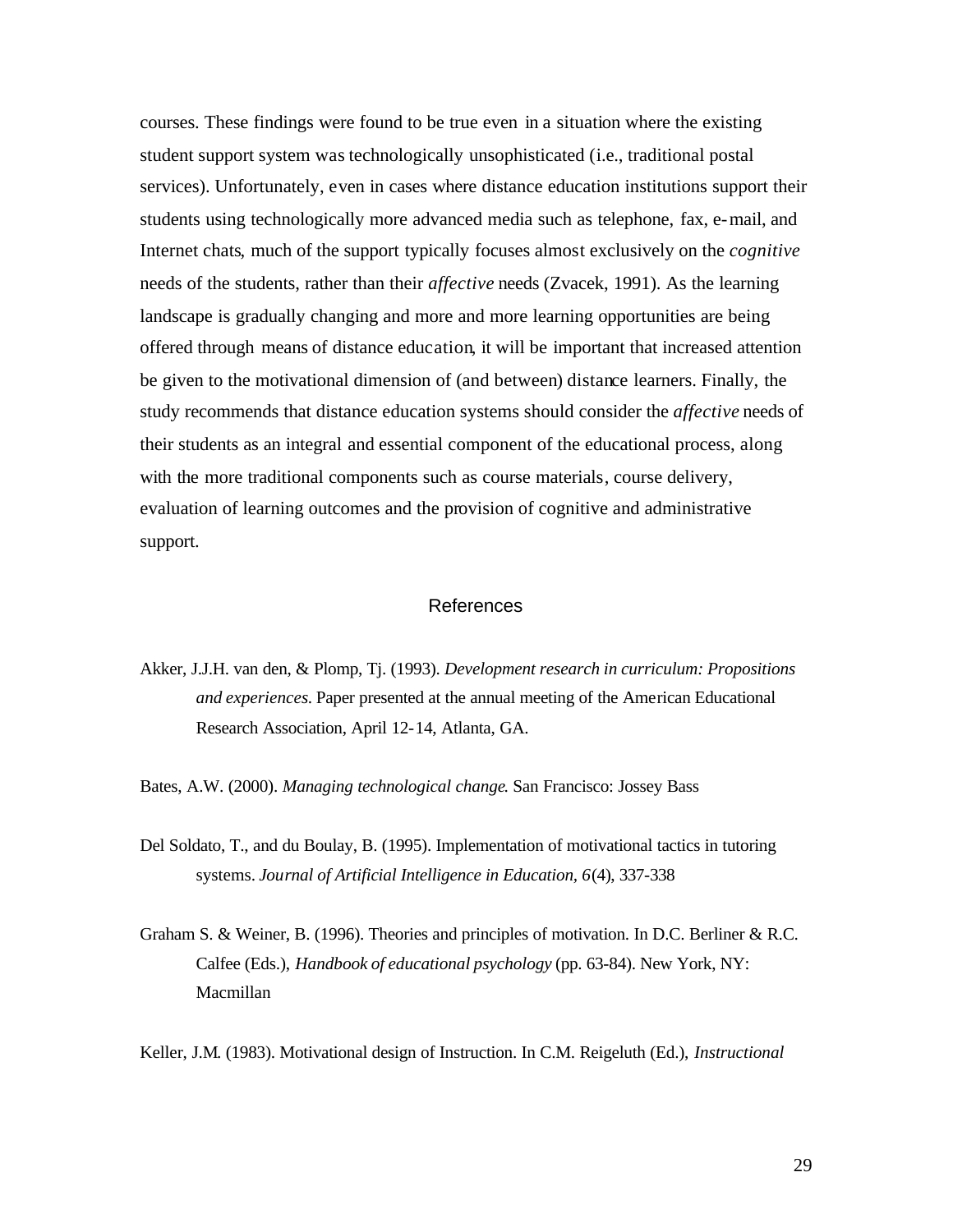courses. These findings were found to be true even in a situation where the existing student support system was technologically unsophisticated (i.e., traditional postal services). Unfortunately, even in cases where distance education institutions support their students using technologically more advanced media such as telephone, fax, e-mail, and Internet chats, much of the support typically focuses almost exclusively on the *cognitive* needs of the students, rather than their *affective* needs (Zvacek, 1991). As the learning landscape is gradually changing and more and more learning opportunities are being offered through means of distance education, it will be important that increased attention be given to the motivational dimension of (and between) distance learners. Finally, the study recommends that distance education systems should consider the *affective* needs of their students as an integral and essential component of the educational process, along with the more traditional components such as course materials, course delivery, evaluation of learning outcomes and the provision of cognitive and administrative support.

## References

Akker, J.J.H. van den, & Plomp, Tj. (1993). *Development research in curriculum: Propositions and experiences.* Paper presented at the annual meeting of the American Educational Research Association, April 12-14, Atlanta, GA.

Bates, A.W. (2000). *Managing technological change*. San Francisco: Jossey Bass

Del Soldato, T., and du Boulay, B. (1995). Implementation of motivational tactics in tutoring systems. *Journal of Artificial Intelligence in Education, 6*(4), 337-338

Graham S. & Weiner, B. (1996). Theories and principles of motivation. In D.C. Berliner & R.C. Calfee (Eds.), *Handbook of educational psychology* (pp. 63-84). New York, NY: Macmillan

Keller, J.M. (1983). Motivational design of Instruction. In C.M. Reigeluth (Ed.), *Instructional*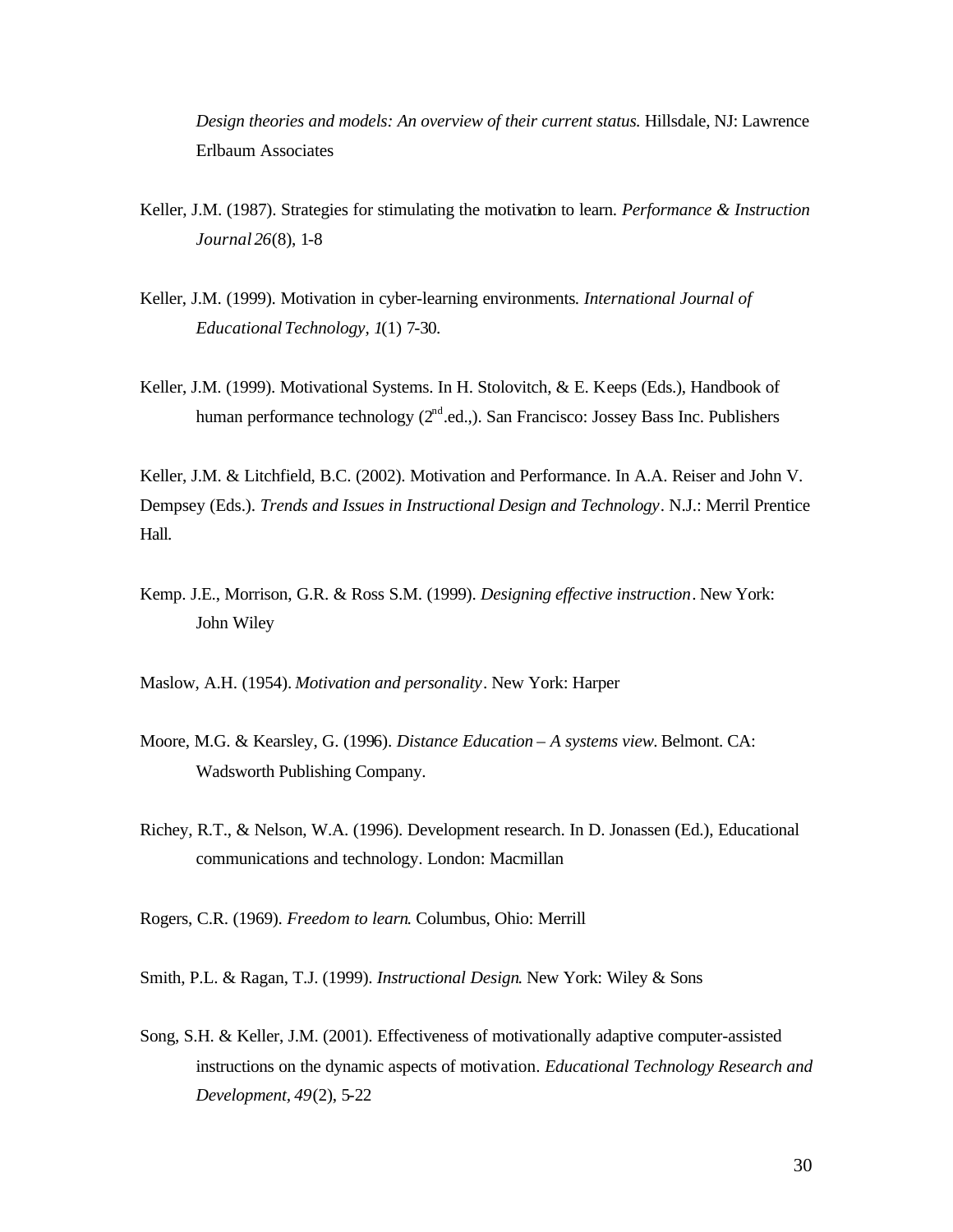*Design theories and models: An overview of their current status.* Hillsdale, NJ: Lawrence Erlbaum Associates

Keller, J.M. (1987). Strategies for stimulating the motivation to learn. *Performance & Instruction Journal 26*(8), 1-8

Keller, J.M. (1999). Motivation in cyber-learning environments. *International Journal of Educational Technology, 1*(1) 7-30.

Keller, J.M. (1999). Motivational Systems. In H. Stolovitch, & E. Keeps (Eds.), Handbook of human performance technology (2nd.ed.,). San Francisco: Jossey Bass Inc. Publishers

Keller, J.M. & Litchfield, B.C. (2002). Motivation and Performance. In A.A. Reiser and John V. Dempsey (Eds.). *Trends and Issues in Instructional Design and Technology*. N.J.: Merril Prentice Hall.

Kemp. J.E., Morrison, G.R. & Ross S.M. (1999). *Designing effective instruction*. New York: John Wiley

Maslow, A.H. (1954). *Motivation and personality*. New York: Harper

Moore, M.G. & Kearsley, G. (1996). *Distance Education – A systems view.* Belmont. CA: Wadsworth Publishing Company.

Richey, R.T., & Nelson, W.A. (1996). Development research. In D. Jonassen (Ed.), Educational communications and technology. London: Macmillan

Rogers, C.R. (1969). *Freedom to learn*. Columbus, Ohio: Merrill

Smith, P.L. & Ragan, T.J. (1999). *Instructional Design*. New York: Wiley & Sons

Song, S.H. & Keller, J.M. (2001). Effectiveness of motivationally adaptive computer-assisted instructions on the dynamic aspects of motivation. *Educational Technology Research and Development, 49*(2), 5-22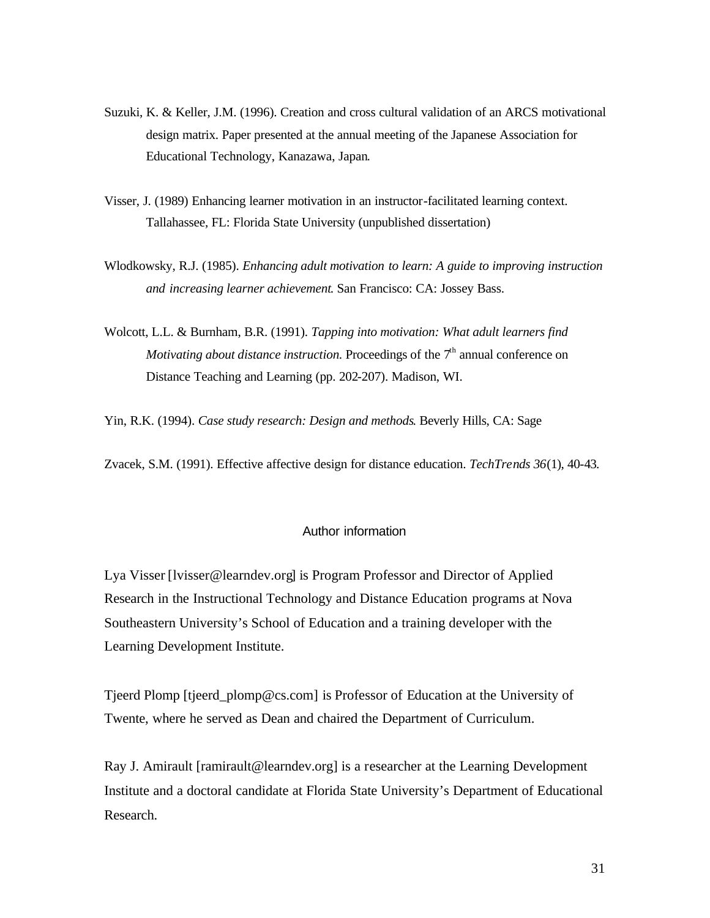Suzuki, K. & Keller, J.M. (1996). Creation and cross cultural validation of an ARCS motivational design matrix. Paper presented at the annual meeting of the Japanese Association for Educational Technology, Kanazawa, Japan.

Visser, J. (1989) Enhancing learner motivation in an instructor-facilitated learning context. Tallahassee, FL: Florida State University (unpublished dissertation)

Wlodkowsky, R.J. (1985). *Enhancing adult motivation to learn: A guide to improving instruction and increasing learner achievement*. San Francisco: CA: Jossey Bass.

Wolcott, L.L. & Burnham, B.R. (1991). *Tapping into motivation: What adult learners find Motivating about distance instruction.* Proceedings of the 7th annual conference on Distance Teaching and Learning (pp. 202-207). Madison, WI.

Yin, R.K. (1994). *Case study research: Design and methods*. Beverly Hills, CA: Sage

Zvacek, S.M. (1991). Effective affective design for distance education. *TechTrends 36*(1), 40-43.

## Author information

Lya Visser [lvisser@learndev.org] is Program Professor and Director of Applied Research in the Instructional Technology and Distance Education programs at Nova Southeastern University's School of Education and a training developer with the Learning Development Institute.

Tjeerd Plomp [tjeerd_plomp@cs.com] is Professor of Education at the University of Twente, where he served as Dean and chaired the Department of Curriculum.

Ray J. Amirault [ramirault@learndev.org] is a researcher at the Learning Development Institute and a doctoral candidate at Florida State University's Department of Educational Research.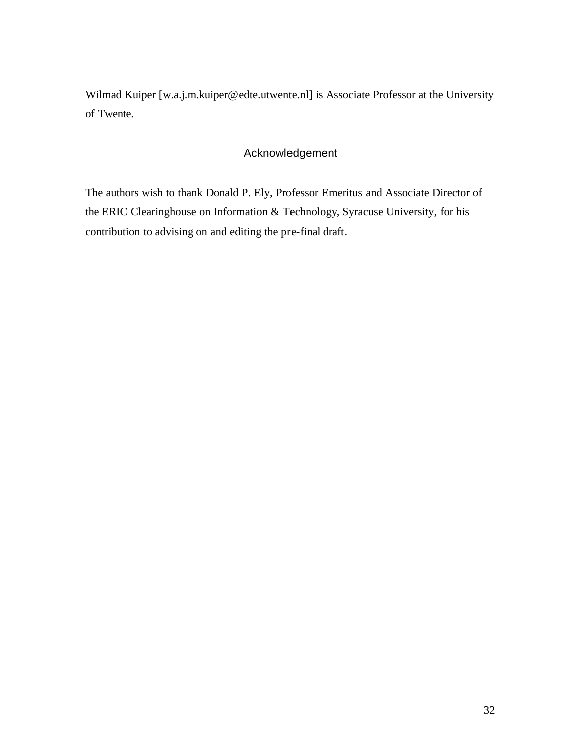Wilmad Kuiper [w.a.j.m.kuiper@edte.utwente.nl] is Associate Professor at the University of Twente.

## Acknowledgement

The authors wish to thank Donald P. Ely, Professor Emeritus and Associate Director of the ERIC Clearinghouse on Information & Technology, Syracuse University, for his contribution to advising on and editing the pre-final draft.